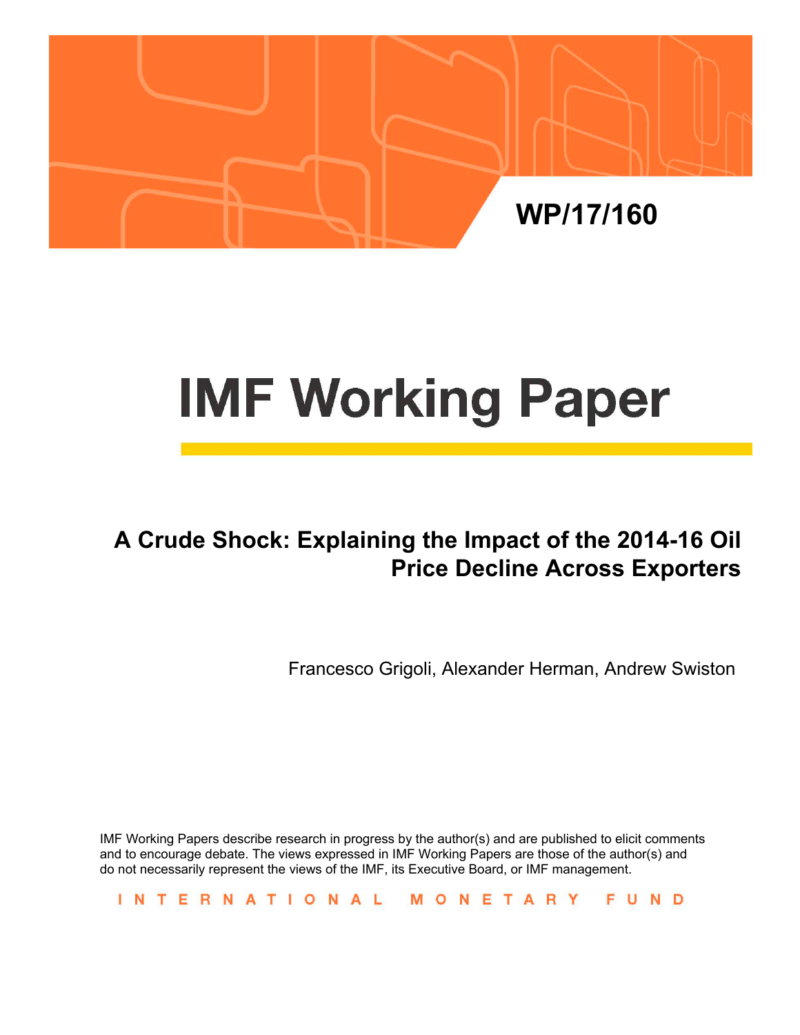WP/17/160

# IMF Working Paper

## A Crude Shock: Explaining the Impact of the 2014-16 Oil Price Decline Across Exporters

Francesco Grigoli, Alexander Herman, Andrew Swiston

IMF Working Papers describe research in progress by the author(s) and are published to elicit comments and to encourage debate. The views expressed in IMF Working Papers are those of the author(s) and do not necessarily represent the views of the IMF, its Executive Board, or IMF management.

INTERNATIONAL MONETARY FUND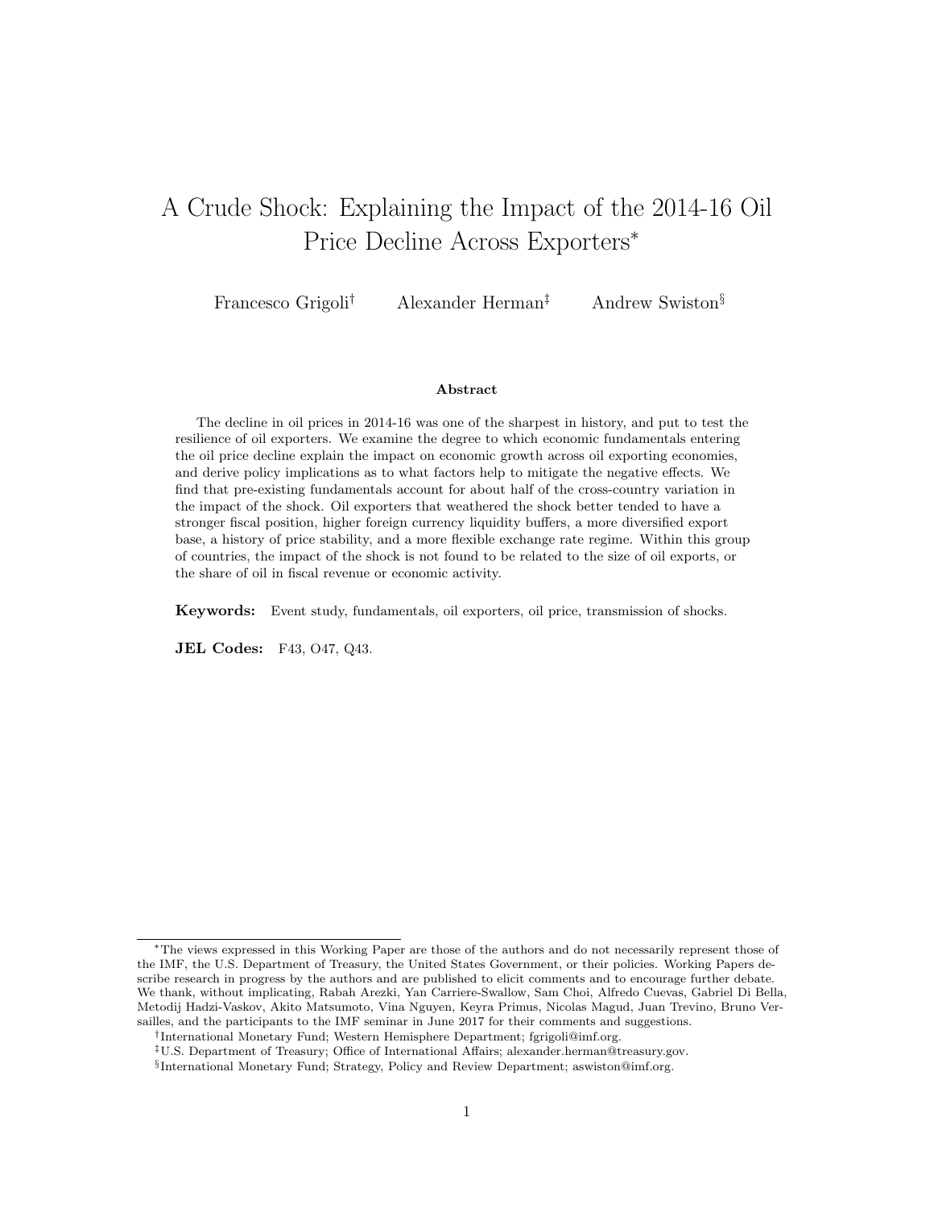# A Crude Shock: Explaining the Impact of the 2014-16 Oil Price Decline Across Exporters*

Francesco Grigoli[†] Alexander Herman[‡] Andrew Swiston[§]

**Abstract**

The decline in oil prices in 2014-16 was one of the sharpest in history, and put to test the resilience of oil exporters. We examine the degree to which economic fundamentals entering the oil price decline explain the impact on economic growth across oil exporting economies, and derive policy implications as to what factors help to mitigate the negative effects. We find that pre-existing fundamentals account for about half of the cross-country variation in the impact of the shock. Oil exporters that weathered the shock better tended to have a stronger fiscal position, higher foreign currency liquidity buffers, a more diversified export base, a history of price stability, and a more flexible exchange rate regime. Within this group of countries, the impact of the shock is not found to be related to the size of oil exports, or the share of oil in fiscal revenue or economic activity.

**Keywords:** Event study, fundamentals, oil exporters, oil price, transmission of shocks.

**JEL Codes:** F43, O47, Q43.

---

*The views expressed in this Working Paper are those of the authors and do not necessarily represent those of the IMF, the U.S. Department of Treasury, the United States Government, or their policies. Working Papers describe research in progress by the authors and are published to elicit comments and to encourage further debate. We thank, without implicating, Rabah Arezki, Yan Carriere-Swallow, Sam Choi, Alfredo Cuevas, Gabriel Di Bella, Metodij Hadzi-Vaskov, Akito Matsumoto, Vina Nguyen, Keyra Primus, Nicolas Magud, Juan Trevino, Bruno Versailles, and the participants to the IMF seminar in June 2017 for their comments and suggestions.

[†]International Monetary Fund; Western Hemisphere Department; fgrigoli@imf.org.

[‡]U.S. Department of Treasury; Office of International Affairs; alexander.herman@treasury.gov.

[§]International Monetary Fund; Strategy, Policy and Review Department; aswiston@imf.org.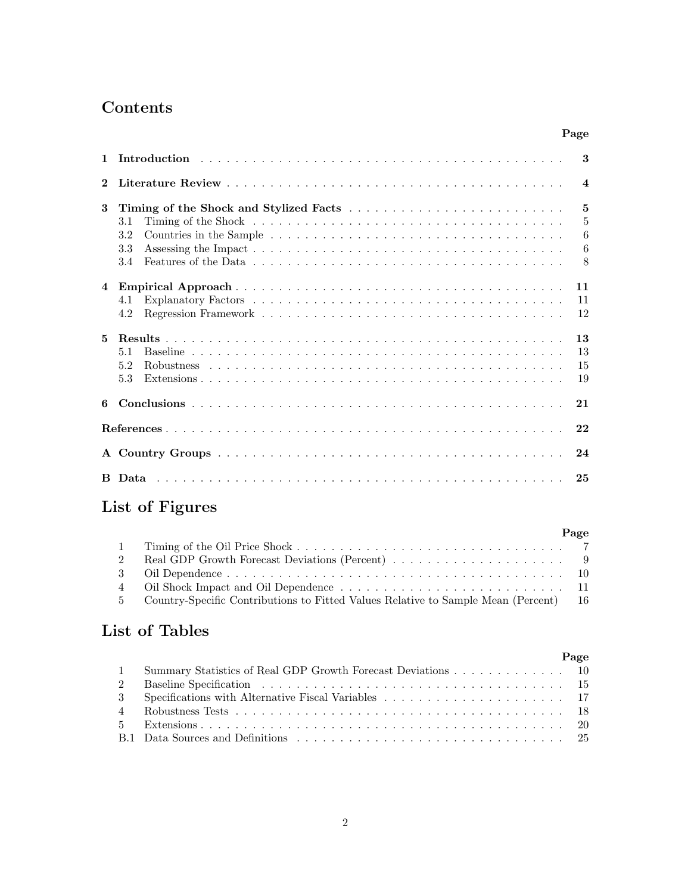## Contents

| | | Page |
|---|---|---|
| **1** | **Introduction** | **3** |
| **2** | **Literature Review** | **4** |
| **3** | **Timing of the Shock and Stylized Facts** | **5** |
| | 3.1 Timing of the Shock | 5 |
| | 3.2 Countries in the Sample | 6 |
| | 3.3 Assessing the Impact | 6 |
| | 3.4 Features of the Data | 8 |
| **4** | **Empirical Approach** | **11** |
| | 4.1 Explanatory Factors | 11 |
| | 4.2 Regression Framework | 12 |
| **5** | **Results** | **13** |
| | 5.1 Baseline | 13 |
| | 5.2 Robustness | 15 |
| | 5.3 Extensions | 19 |
| **6** | **Conclusions** | **21** |
| | **References** | **22** |
| **A** | **Country Groups** | **24** |
| **B** | **Data** | **25** |

## List of Figures

| | | Page |
|---|---|---|
| 1 | Timing of the Oil Price Shock | 7 |
| 2 | Real GDP Growth Forecast Deviations (Percent) | 9 |
| 3 | Oil Dependence | 10 |
| 4 | Oil Shock Impact and Oil Dependence | 11 |
| 5 | Country-Specific Contributions to Fitted Values Relative to Sample Mean (Percent) | 16 |

## List of Tables

| | | Page |
|---|---|---|
| 1 | Summary Statistics of Real GDP Growth Forecast Deviations | 10 |
| 2 | Baseline Specification | 15 |
| 3 | Specifications with Alternative Fiscal Variables | 17 |
| 4 | Robustness Tests | 18 |
| 5 | Extensions | 20 |
| B.1 | Data Sources and Definitions | 25 |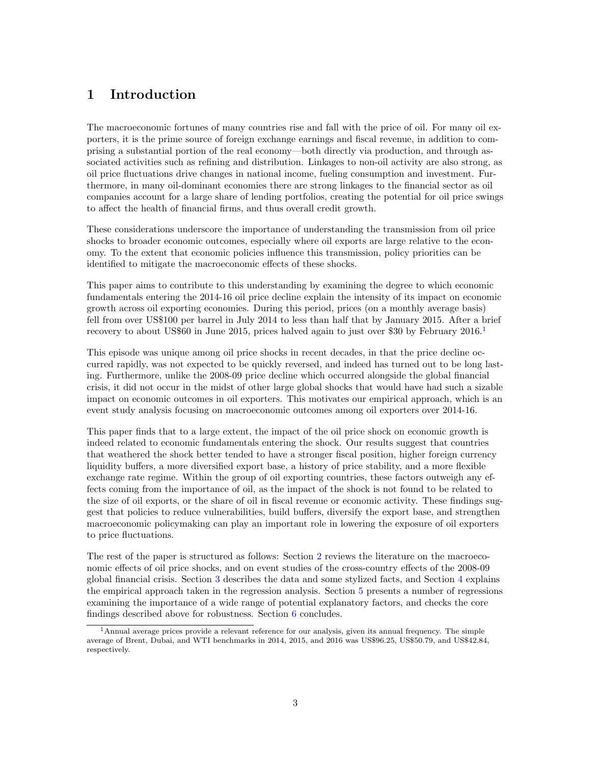# 1 Introduction

The macroeconomic fortunes of many countries rise and fall with the price of oil. For many oil exporters, it is the prime source of foreign exchange earnings and fiscal revenue, in addition to comprising a substantial portion of the real economy—both directly via production, and through associated activities such as refining and distribution. Linkages to non-oil activity are also strong, as oil price fluctuations drive changes in national income, fueling consumption and investment. Furthermore, in many oil-dominant economies there are strong linkages to the financial sector as oil companies account for a large share of lending portfolios, creating the potential for oil price swings to affect the health of financial firms, and thus overall credit growth.

These considerations underscore the importance of understanding the transmission from oil price shocks to broader economic outcomes, especially where oil exports are large relative to the economy. To the extent that economic policies influence this transmission, policy priorities can be identified to mitigate the macroeconomic effects of these shocks.

This paper aims to contribute to this understanding by examining the degree to which economic fundamentals entering the 2014-16 oil price decline explain the intensity of its impact on economic growth across oil exporting economies. During this period, prices (on a monthly average basis) fell from over US$100 per barrel in July 2014 to less than half that by January 2015. After a brief recovery to about US$60 in June 2015, prices halved again to just over $30 by February 2016.[1]

This episode was unique among oil price shocks in recent decades, in that the price decline occurred rapidly, was not expected to be quickly reversed, and indeed has turned out to be long lasting. Furthermore, unlike the 2008-09 price decline which occurred alongside the global financial crisis, it did not occur in the midst of other large global shocks that would have had such a sizable impact on economic outcomes in oil exporters. This motivates our empirical approach, which is an event study analysis focusing on macroeconomic outcomes among oil exporters over 2014-16.

This paper finds that to a large extent, the impact of the oil price shock on economic growth is indeed related to economic fundamentals entering the shock. Our results suggest that countries that weathered the shock better tended to have a stronger fiscal position, higher foreign currency liquidity buffers, a more diversified export base, a history of price stability, and a more flexible exchange rate regime. Within the group of oil exporting countries, these factors outweigh any effects coming from the importance of oil, as the impact of the shock is not found to be related to the size of oil exports, or the share of oil in fiscal revenue or economic activity. These findings suggest that policies to reduce vulnerabilities, build buffers, diversify the export base, and strengthen macroeconomic policymaking can play an important role in lowering the exposure of oil exporters to price fluctuations.

The rest of the paper is structured as follows: Section 2 reviews the literature on the macroeconomic effects of oil price shocks, and on event studies of the cross-country effects of the 2008-09 global financial crisis. Section 3 describes the data and some stylized facts, and Section 4 explains the empirical approach taken in the regression analysis. Section 5 presents a number of regressions examining the importance of a wide range of potential explanatory factors, and checks the core findings described above for robustness. Section 6 concludes.

[1] Annual average prices provide a relevant reference for our analysis, given its annual frequency. The simple average of Brent, Dubai, and WTI benchmarks in 2014, 2015, and 2016 was US$96.25, US$50.79, and US$42.84, respectively.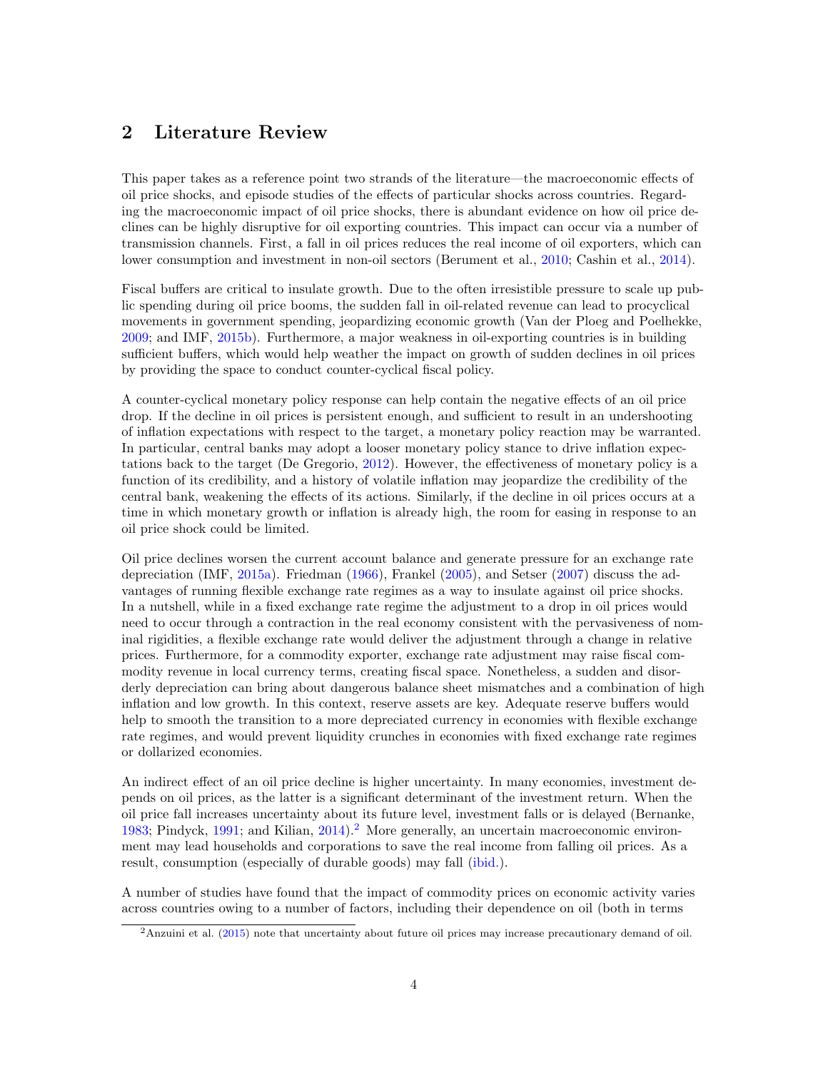## 2 Literature Review

This paper takes as a reference point two strands of the literature—the macroeconomic effects of oil price shocks, and episode studies of the effects of particular shocks across countries. Regarding the macroeconomic impact of oil price shocks, there is abundant evidence on how oil price declines can be highly disruptive for oil exporting countries. This impact can occur via a number of transmission channels. First, a fall in oil prices reduces the real income of oil exporters, which can lower consumption and investment in non-oil sectors (Berument et al., 2010; Cashin et al., 2014).

Fiscal buffers are critical to insulate growth. Due to the often irresistible pressure to scale up public spending during oil price booms, the sudden fall in oil-related revenue can lead to procyclical movements in government spending, jeopardizing economic growth (Van der Ploeg and Poelhekke, 2009; and IMF, 2015b). Furthermore, a major weakness in oil-exporting countries is in building sufficient buffers, which would help weather the impact on growth of sudden declines in oil prices by providing the space to conduct counter-cyclical fiscal policy.

A counter-cyclical monetary policy response can help contain the negative effects of an oil price drop. If the decline in oil prices is persistent enough, and sufficient to result in an undershooting of inflation expectations with respect to the target, a monetary policy reaction may be warranted. In particular, central banks may adopt a looser monetary policy stance to drive inflation expectations back to the target (De Gregorio, 2012). However, the effectiveness of monetary policy is a function of its credibility, and a history of volatile inflation may jeopardize the credibility of the central bank, weakening the effects of its actions. Similarly, if the decline in oil prices occurs at a time in which monetary growth or inflation is already high, the room for easing in response to an oil price shock could be limited.

Oil price declines worsen the current account balance and generate pressure for an exchange rate depreciation (IMF, 2015a). Friedman (1966), Frankel (2005), and Setser (2007) discuss the advantages of running flexible exchange rate regimes as a way to insulate against oil price shocks. In a nutshell, while in a fixed exchange rate regime the adjustment to a drop in oil prices would need to occur through a contraction in the real economy consistent with the pervasiveness of nominal rigidities, a flexible exchange rate would deliver the adjustment through a change in relative prices. Furthermore, for a commodity exporter, exchange rate adjustment may raise fiscal commodity revenue in local currency terms, creating fiscal space. Nonetheless, a sudden and disorderly depreciation can bring about dangerous balance sheet mismatches and a combination of high inflation and low growth. In this context, reserve assets are key. Adequate reserve buffers would help to smooth the transition to a more depreciated currency in economies with flexible exchange rate regimes, and would prevent liquidity crunches in economies with fixed exchange rate regimes or dollarized economies.

An indirect effect of an oil price decline is higher uncertainty. In many economies, investment depends on oil prices, as the latter is a significant determinant of the investment return. When the oil price fall increases uncertainty about its future level, investment falls or is delayed (Bernanke, 1983; Pindyck, 1991; and Kilian, 2014).[2] More generally, an uncertain macroeconomic environment may lead households and corporations to save the real income from falling oil prices. As a result, consumption (especially of durable goods) may fall (ibid.).

A number of studies have found that the impact of commodity prices on economic activity varies across countries owing to a number of factors, including their dependence on oil (both in terms

[2] Anzuini et al. (2015) note that uncertainty about future oil prices may increase precautionary demand of oil.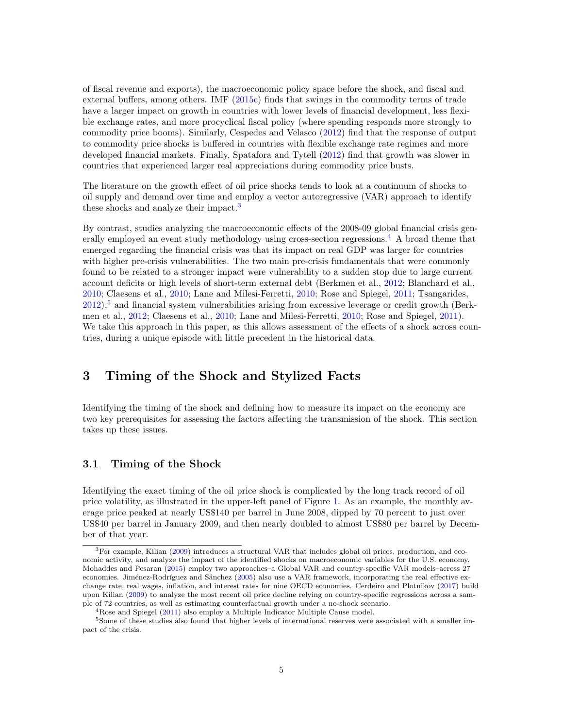of fiscal revenue and exports), the macroeconomic policy space before the shock, and fiscal and external buffers, among others. IMF (2015c) finds that swings in the commodity terms of trade have a larger impact on growth in countries with lower levels of financial development, less flexible exchange rates, and more procyclical fiscal policy (where spending responds more strongly to commodity price booms). Similarly, Cespedes and Velasco (2012) find that the response of output to commodity price shocks is buffered in countries with flexible exchange rate regimes and more developed financial markets. Finally, Spatafora and Tytell (2012) find that growth was slower in countries that experienced larger real appreciations during commodity price busts.

The literature on the growth effect of oil price shocks tends to look at a continuum of shocks to oil supply and demand over time and employ a vector autoregressive (VAR) approach to identify these shocks and analyze their impact.[3]

By contrast, studies analyzing the macroeconomic effects of the 2008-09 global financial crisis generally employed an event study methodology using cross-section regressions.[4] A broad theme that emerged regarding the financial crisis was that its impact on real GDP was larger for countries with higher pre-crisis vulnerabilities. The two main pre-crisis fundamentals that were commonly found to be related to a stronger impact were vulnerability to a sudden stop due to large current account deficits or high levels of short-term external debt (Berkmen et al., 2012; Blanchard et al., 2010; Claesens et al., 2010; Lane and Milesi-Ferretti, 2010; Rose and Spiegel, 2011; Tsangarides, 2012),[5] and financial system vulnerabilities arising from excessive leverage or credit growth (Berkmen et al., 2012; Claesens et al., 2010; Lane and Milesi-Ferretti, 2010; Rose and Spiegel, 2011). We take this approach in this paper, as this allows assessment of the effects of a shock across countries, during a unique episode with little precedent in the historical data.

# 3 Timing of the Shock and Stylized Facts

Identifying the timing of the shock and defining how to measure its impact on the economy are two key prerequisites for assessing the factors affecting the transmission of the shock. This section takes up these issues.

## 3.1 Timing of the Shock

Identifying the exact timing of the oil price shock is complicated by the long track record of oil price volatility, as illustrated in the upper-left panel of Figure 1. As an example, the monthly average price peaked at nearly US$140 per barrel in June 2008, dipped by 70 percent to just over US$40 per barrel in January 2009, and then nearly doubled to almost US$80 per barrel by December of that year.

---

[3] For example, Kilian (2009) introduces a structural VAR that includes global oil prices, production, and economic activity, and analyze the impact of the identified shocks on macroeconomic variables for the U.S. economy. Mohaddes and Pesaran (2015) employ two approaches–a Global VAR and country-specific VAR models–across 27 economies. Jiménez-Rodríguez and Sánchez (2005) also use a VAR framework, incorporating the real effective exchange rate, real wages, inflation, and interest rates for nine OECD economies. Cerdeiro and Plotnikov (2017) build upon Kilian (2009) to analyze the most recent oil price decline relying on country-specific regressions across a sample of 72 countries, as well as estimating counterfactual growth under a no-shock scenario.

[4] Rose and Spiegel (2011) also employ a Multiple Indicator Multiple Cause model.

[5] Some of these studies also found that higher levels of international reserves were associated with a smaller impact of the crisis.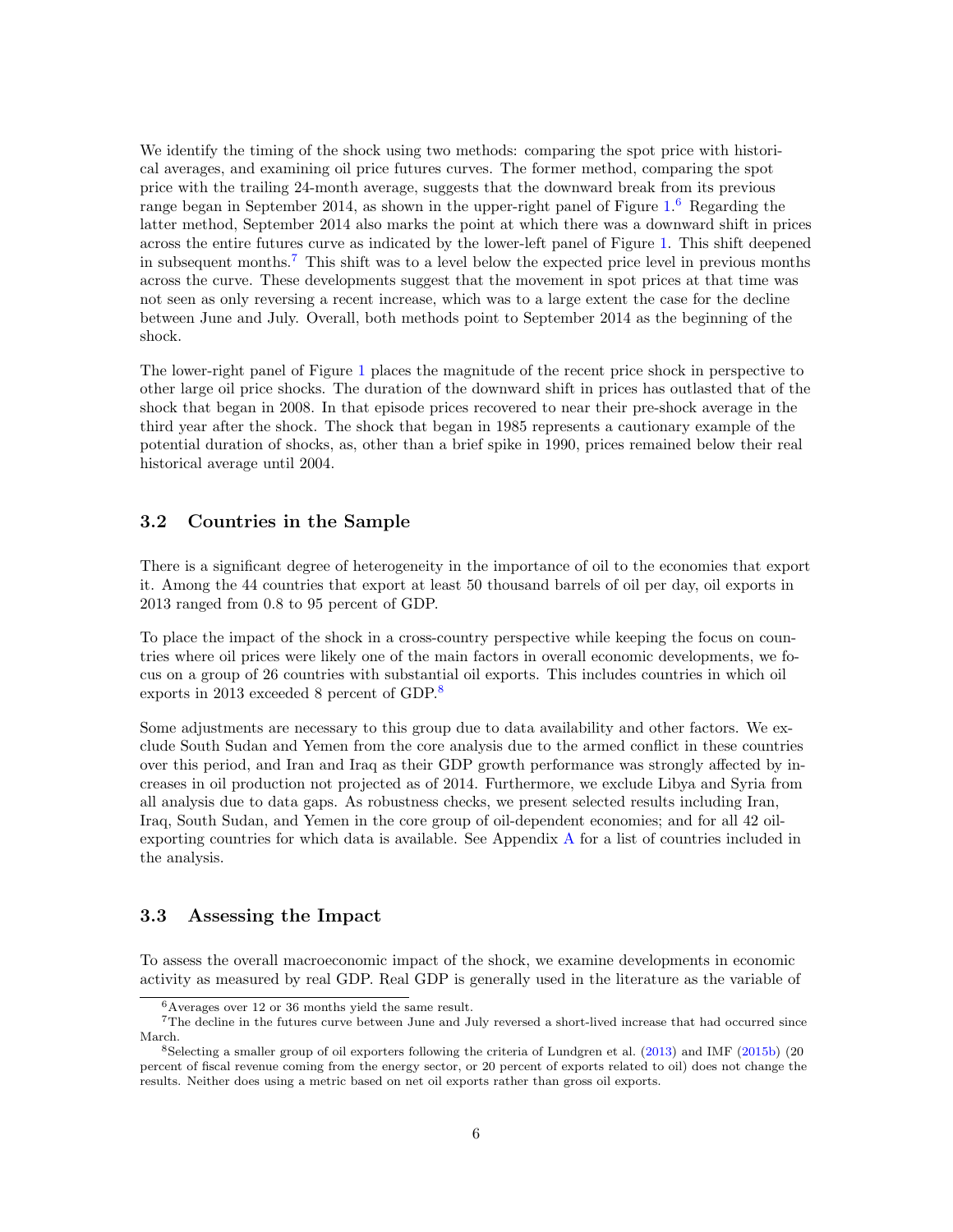We identify the timing of the shock using two methods: comparing the spot price with historical averages, and examining oil price futures curves. The former method, comparing the spot price with the trailing 24-month average, suggests that the downward break from its previous range began in September 2014, as shown in the upper-right panel of Figure 1.[6] Regarding the latter method, September 2014 also marks the point at which there was a downward shift in prices across the entire futures curve as indicated by the lower-left panel of Figure 1. This shift deepened in subsequent months.[7] This shift was to a level below the expected price level in previous months across the curve. These developments suggest that the movement in spot prices at that time was not seen as only reversing a recent increase, which was to a large extent the case for the decline between June and July. Overall, both methods point to September 2014 as the beginning of the shock.

The lower-right panel of Figure 1 places the magnitude of the recent price shock in perspective to other large oil price shocks. The duration of the downward shift in prices has outlasted that of the shock that began in 2008. In that episode prices recovered to near their pre-shock average in the third year after the shock. The shock that began in 1985 represents a cautionary example of the potential duration of shocks, as, other than a brief spike in 1990, prices remained below their real historical average until 2004.

## 3.2 Countries in the Sample

There is a significant degree of heterogeneity in the importance of oil to the economies that export it. Among the 44 countries that export at least 50 thousand barrels of oil per day, oil exports in 2013 ranged from 0.8 to 95 percent of GDP.

To place the impact of the shock in a cross-country perspective while keeping the focus on countries where oil prices were likely one of the main factors in overall economic developments, we focus on a group of 26 countries with substantial oil exports. This includes countries in which oil exports in 2013 exceeded 8 percent of GDP.[8]

Some adjustments are necessary to this group due to data availability and other factors. We exclude South Sudan and Yemen from the core analysis due to the armed conflict in these countries over this period, and Iran and Iraq as their GDP growth performance was strongly affected by increases in oil production not projected as of 2014. Furthermore, we exclude Libya and Syria from all analysis due to data gaps. As robustness checks, we present selected results including Iran, Iraq, South Sudan, and Yemen in the core group of oil-dependent economies; and for all 42 oil-exporting countries for which data is available. See Appendix A for a list of countries included in the analysis.

## 3.3 Assessing the Impact

To assess the overall macroeconomic impact of the shock, we examine developments in economic activity as measured by real GDP. Real GDP is generally used in the literature as the variable of

[6] Averages over 12 or 36 months yield the same result.

[7] The decline in the futures curve between June and July reversed a short-lived increase that had occurred since March.

[8] Selecting a smaller group of oil exporters following the criteria of Lundgren et al. (2013) and IMF (2015b) (20 percent of fiscal revenue coming from the energy sector, or 20 percent of exports related to oil) does not change the results. Neither does using a metric based on net oil exports rather than gross oil exports.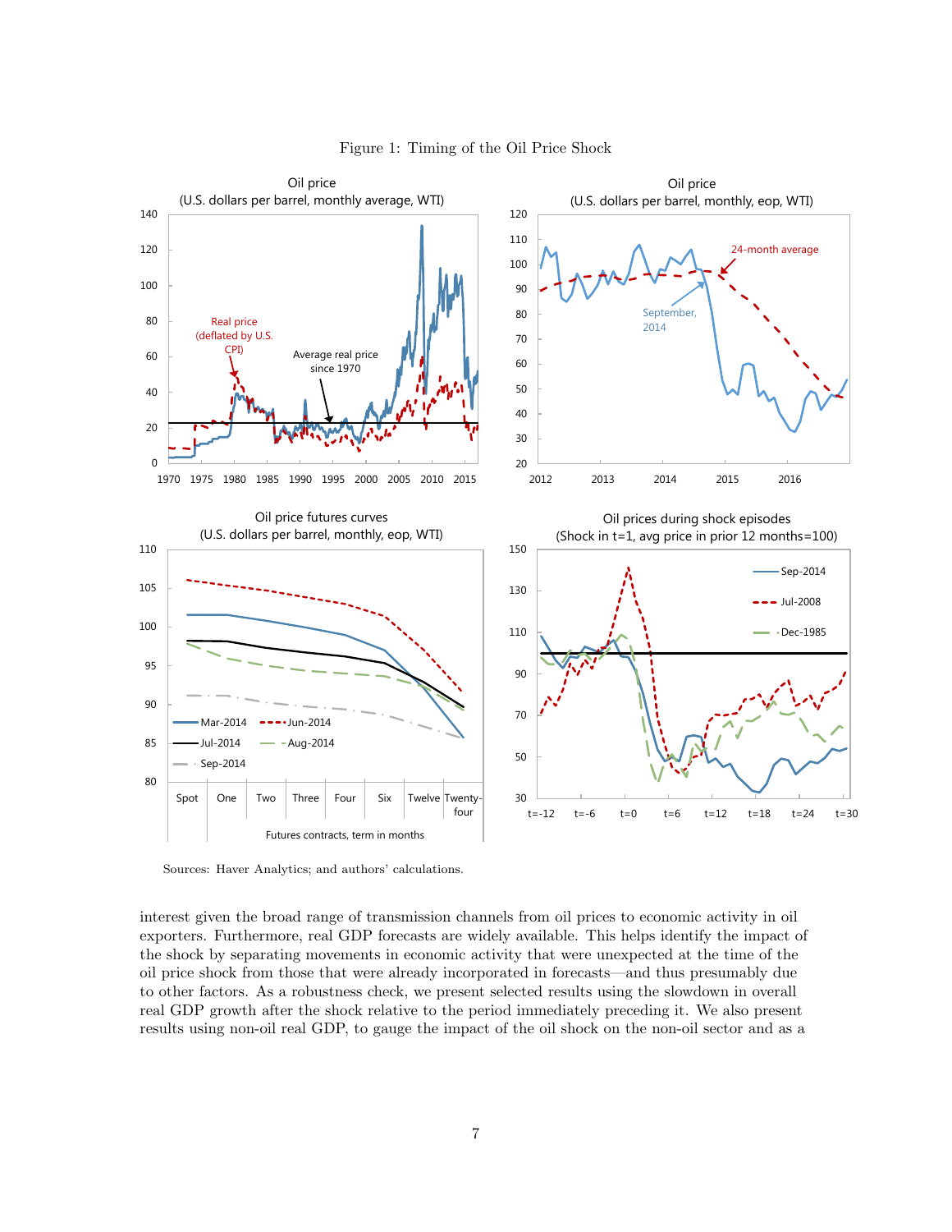Figure 1: Timing of the Oil Price Shock

Sources: Haver Analytics; and authors' calculations.

interest given the broad range of transmission channels from oil prices to economic activity in oil exporters. Furthermore, real GDP forecasts are widely available. This helps identify the impact of the shock by separating movements in economic activity that were unexpected at the time of the oil price shock from those that were already incorporated in forecasts—and thus presumably due to other factors. As a robustness check, we present selected results using the slowdown in overall real GDP growth after the shock relative to the period immediately preceding it. We also present results using non-oil real GDP, to gauge the impact of the oil shock on the non-oil sector and as a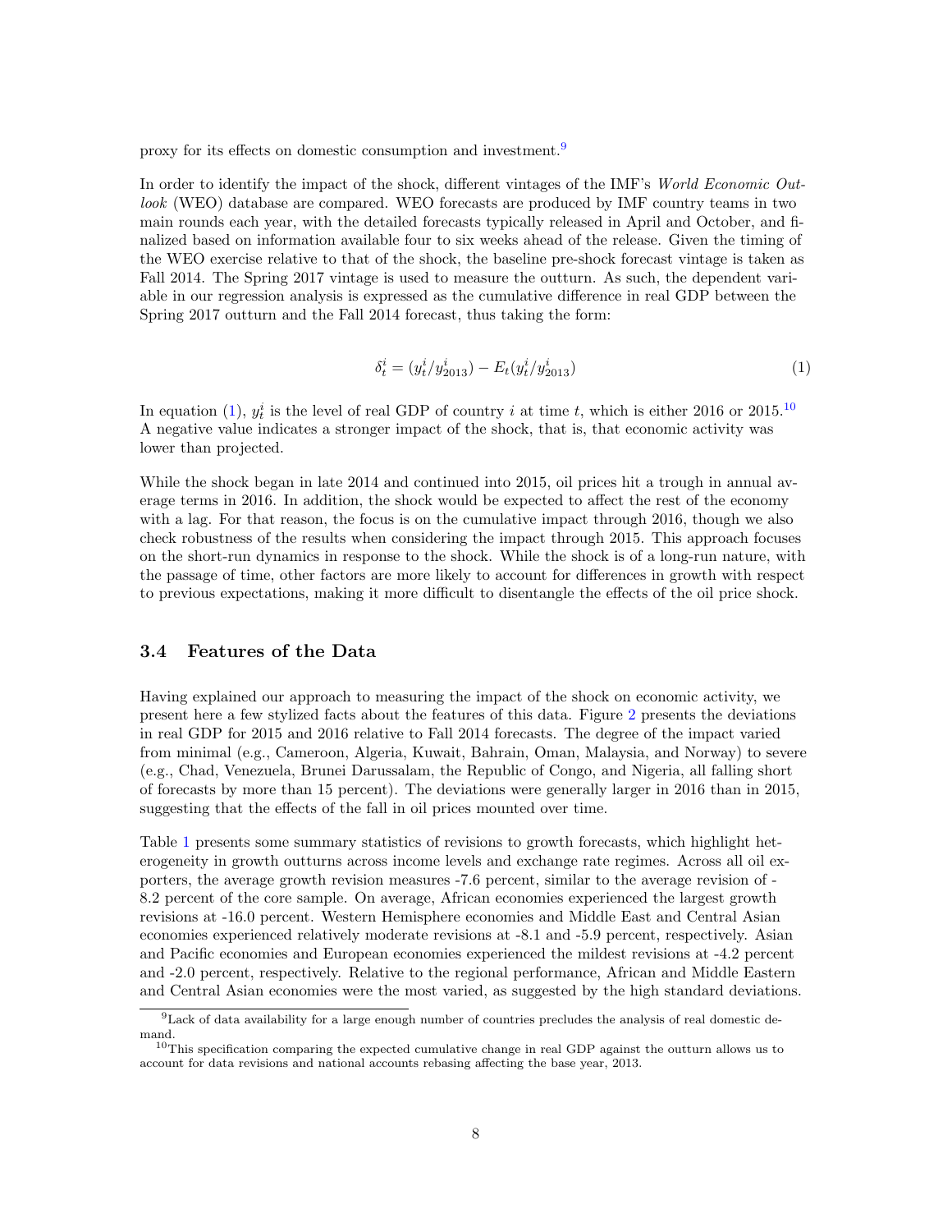proxy for its effects on domestic consumption and investment.[9]

In order to identify the impact of the shock, different vintages of the IMF's *World Economic Outlook* (WEO) database are compared. WEO forecasts are produced by IMF country teams in two main rounds each year, with the detailed forecasts typically released in April and October, and finalized based on information available four to six weeks ahead of the release. Given the timing of the WEO exercise relative to that of the shock, the baseline pre-shock forecast vintage is taken as Fall 2014. The Spring 2017 vintage is used to measure the outturn. As such, the dependent variable in our regression analysis is expressed as the cumulative difference in real GDP between the Spring 2017 outturn and the Fall 2014 forecast, thus taking the form:

$$\delta_t^i = (y_t^i / y_{2013}^i) - E_t(y_t^i / y_{2013}^i) \tag{1}$$

In equation (1), $y_t^i$ is the level of real GDP of country $i$ at time $t$, which is either 2016 or 2015.[10] A negative value indicates a stronger impact of the shock, that is, that economic activity was lower than projected.

While the shock began in late 2014 and continued into 2015, oil prices hit a trough in annual average terms in 2016. In addition, the shock would be expected to affect the rest of the economy with a lag. For that reason, the focus is on the cumulative impact through 2016, though we also check robustness of the results when considering the impact through 2015. This approach focuses on the short-run dynamics in response to the shock. While the shock is of a long-run nature, with the passage of time, other factors are more likely to account for differences in growth with respect to previous expectations, making it more difficult to disentangle the effects of the oil price shock.

### 3.4 Features of the Data

Having explained our approach to measuring the impact of the shock on economic activity, we present here a few stylized facts about the features of this data. Figure 2 presents the deviations in real GDP for 2015 and 2016 relative to Fall 2014 forecasts. The degree of the impact varied from minimal (e.g., Cameroon, Algeria, Kuwait, Bahrain, Oman, Malaysia, and Norway) to severe (e.g., Chad, Venezuela, Brunei Darussalam, the Republic of Congo, and Nigeria, all falling short of forecasts by more than 15 percent). The deviations were generally larger in 2016 than in 2015, suggesting that the effects of the fall in oil prices mounted over time.

Table 1 presents some summary statistics of revisions to growth forecasts, which highlight heterogeneity in growth outturns across income levels and exchange rate regimes. Across all oil exporters, the average growth revision measures -7.6 percent, similar to the average revision of -8.2 percent of the core sample. On average, African economies experienced the largest growth revisions at -16.0 percent. Western Hemisphere economies and Middle East and Central Asian economies experienced relatively moderate revisions at -8.1 and -5.9 percent, respectively. Asian and Pacific economies and European economies experienced the mildest revisions at -4.2 percent and -2.0 percent, respectively. Relative to the regional performance, African and Middle Eastern and Central Asian economies were the most varied, as suggested by the high standard deviations.

[9] Lack of data availability for a large enough number of countries precludes the analysis of real domestic demand.

[10] This specification comparing the expected cumulative change in real GDP against the outturn allows us to account for data revisions and national accounts rebasing affecting the base year, 2013.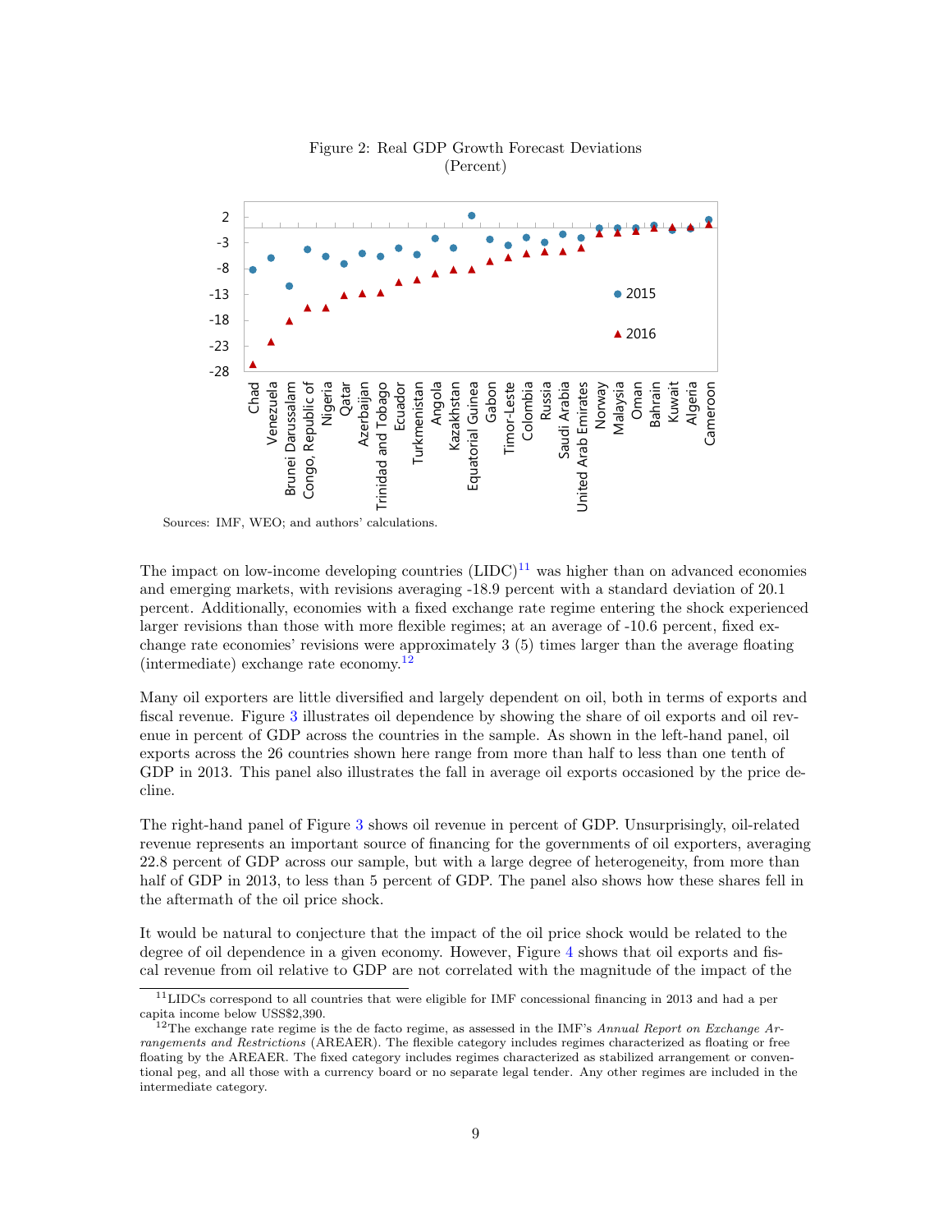Figure 2: Real GDP Growth Forecast Deviations
(Percent)

Sources: IMF, WEO; and authors' calculations.

The impact on low-income developing countries (LIDC)[11] was higher than on advanced economies and emerging markets, with revisions averaging -18.9 percent with a standard deviation of 20.1 percent. Additionally, economies with a fixed exchange rate regime entering the shock experienced larger revisions than those with more flexible regimes; at an average of -10.6 percent, fixed exchange rate economies' revisions were approximately 3 (5) times larger than the average floating (intermediate) exchange rate economy.[12]

Many oil exporters are little diversified and largely dependent on oil, both in terms of exports and fiscal revenue. Figure 3 illustrates oil dependence by showing the share of oil exports and oil revenue in percent of GDP across the countries in the sample. As shown in the left-hand panel, oil exports across the 26 countries shown here range from more than half to less than one tenth of GDP in 2013. This panel also illustrates the fall in average oil exports occasioned by the price decline.

The right-hand panel of Figure 3 shows oil revenue in percent of GDP. Unsurprisingly, oil-related revenue represents an important source of financing for the governments of oil exporters, averaging 22.8 percent of GDP across our sample, but with a large degree of heterogeneity, from more than half of GDP in 2013, to less than 5 percent of GDP. The panel also shows how these shares fell in the aftermath of the oil price shock.

It would be natural to conjecture that the impact of the oil price shock would be related to the degree of oil dependence in a given economy. However, Figure 4 shows that oil exports and fiscal revenue from oil relative to GDP are not correlated with the magnitude of the impact of the

[11] LIDCs correspond to all countries that were eligible for IMF concessional financing in 2013 and had a per capita income below US$2,390.

[12] The exchange rate regime is the de facto regime, as assessed in the IMF's *Annual Report on Exchange Arrangements and Restrictions* (AREAER). The flexible category includes regimes characterized as floating or free floating by the AREAER. The fixed category includes regimes characterized as stabilized arrangement or conventional peg, and all those with a currency board or no separate legal tender. Any other regimes are included in the intermediate category.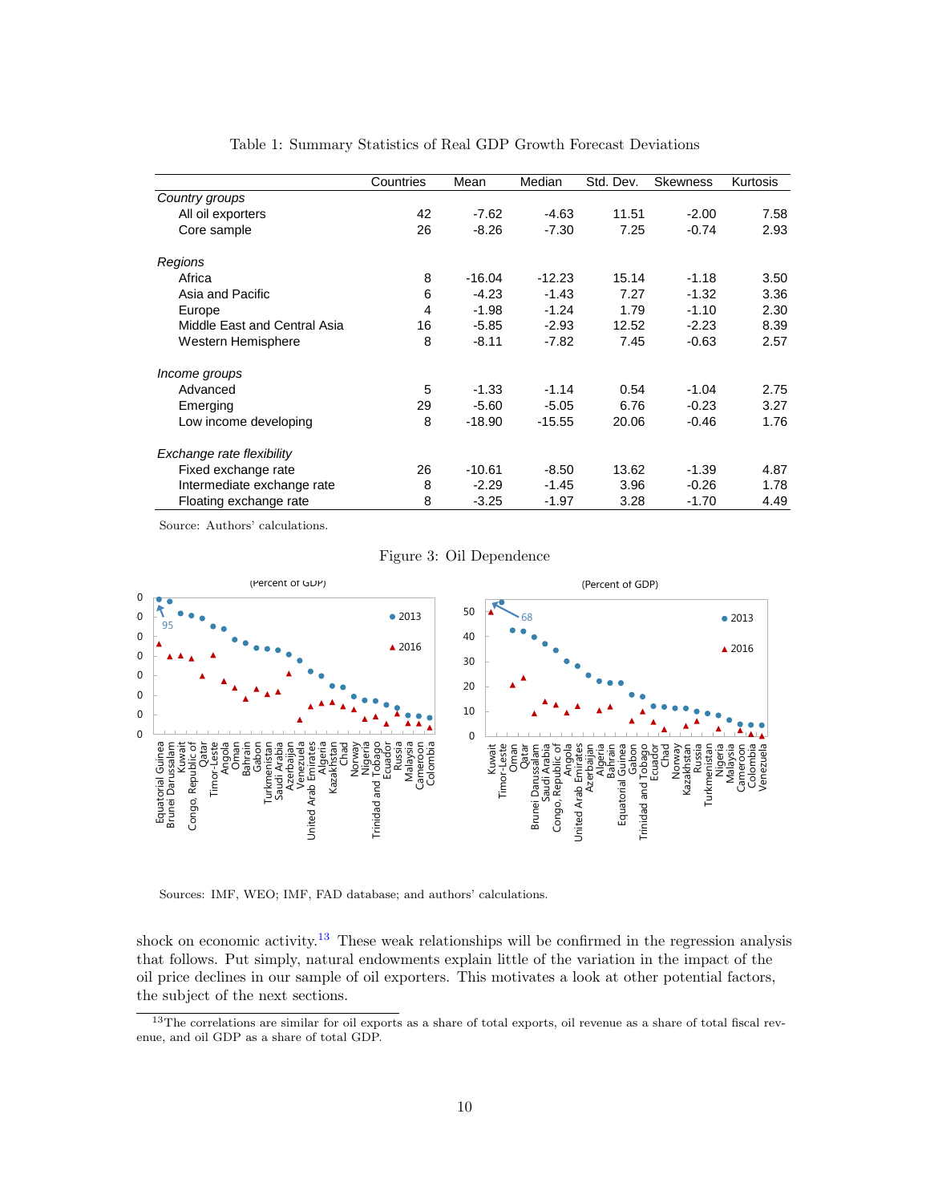Table 1: Summary Statistics of Real GDP Growth Forecast Deviations

| | Countries | Mean | Median | Std. Dev. | Skewness | Kurtosis |
|---|---|---|---|---|---|---|
| *Country groups* | | | | | | |
| All oil exporters | 42 | -7.62 | -4.63 | 11.51 | -2.00 | 7.58 |
| Core sample | 26 | -8.26 | -7.30 | 7.25 | -0.74 | 2.93 |
| *Regions* | | | | | | |
| Africa | 8 | -16.04 | -12.23 | 15.14 | -1.18 | 3.50 |
| Asia and Pacific | 6 | -4.23 | -1.43 | 7.27 | -1.32 | 3.36 |
| Europe | 4 | -1.98 | -1.24 | 1.79 | -1.10 | 2.30 |
| Middle East and Central Asia | 16 | -5.85 | -2.93 | 12.52 | -2.23 | 8.39 |
| Western Hemisphere | 8 | -8.11 | -7.82 | 7.45 | -0.63 | 2.57 |
| *Income groups* | | | | | | |
| Advanced | 5 | -1.33 | -1.14 | 0.54 | -1.04 | 2.75 |
| Emerging | 29 | -5.60 | -5.05 | 6.76 | -0.23 | 3.27 |
| Low income developing | 8 | -18.90 | -15.55 | 20.06 | -0.46 | 1.76 |
| *Exchange rate flexibility* | | | | | | |
| Fixed exchange rate | 26 | -10.61 | -8.50 | 13.62 | -1.39 | 4.87 |
| Intermediate exchange rate | 8 | -2.29 | -1.45 | 3.96 | -0.26 | 1.78 |
| Floating exchange rate | 8 | -3.25 | -1.97 | 3.28 | -1.70 | 4.49 |

Source: Authors' calculations.

Figure 3: Oil Dependence

Sources: IMF, WEO; IMF, FAD database; and authors' calculations.

shock on economic activity.[13] These weak relationships will be confirmed in the regression analysis that follows. Put simply, natural endowments explain little of the variation in the impact of the oil price declines in our sample of oil exporters. This motivates a look at other potential factors, the subject of the next sections.

[13]The correlations are similar for oil exports as a share of total exports, oil revenue as a share of total fiscal revenue, and oil GDP as a share of total GDP.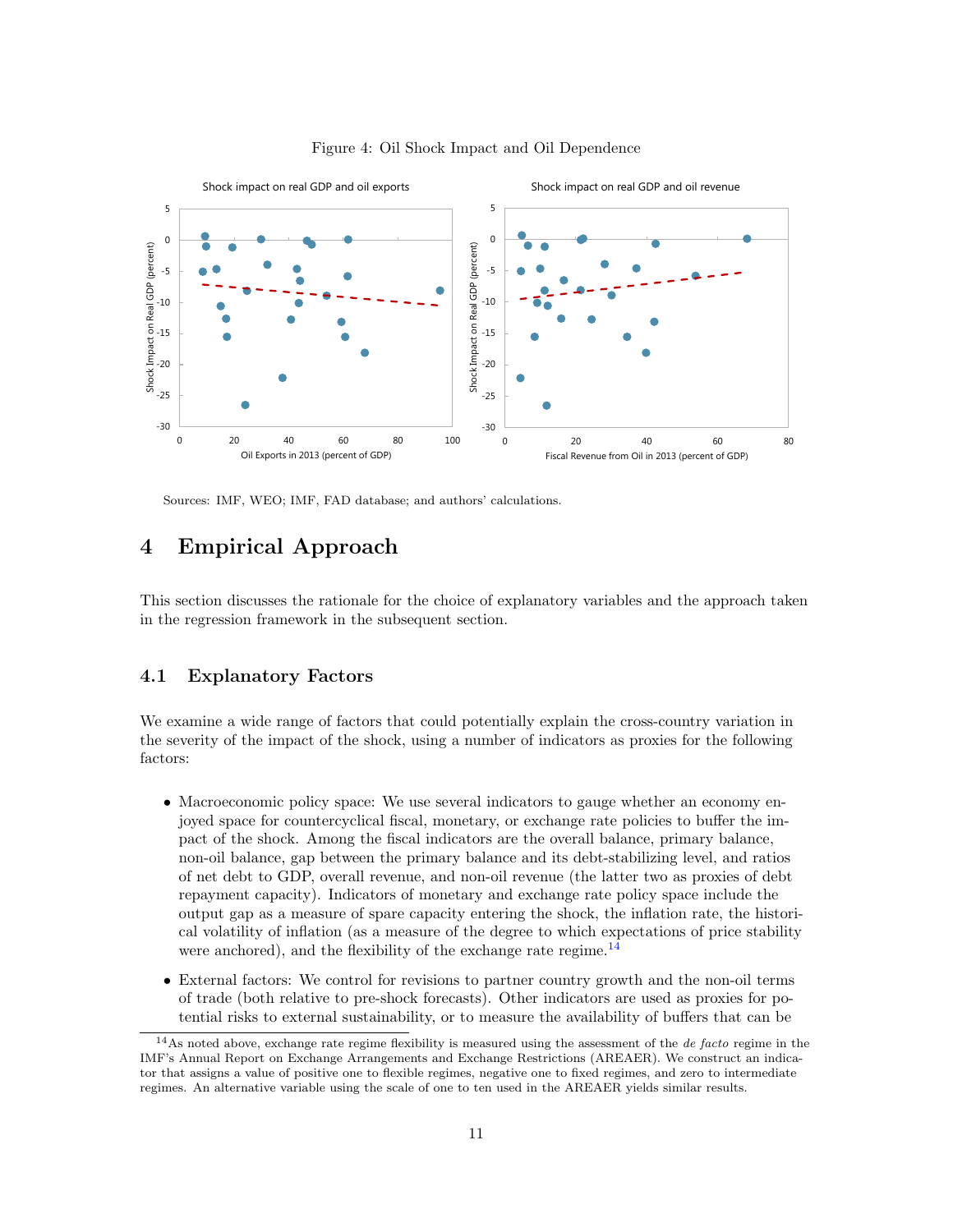Figure 4: Oil Shock Impact and Oil Dependence

Sources: IMF, WEO; IMF, FAD database; and authors' calculations.

# 4 Empirical Approach

This section discusses the rationale for the choice of explanatory variables and the approach taken in the regression framework in the subsequent section.

## 4.1 Explanatory Factors

We examine a wide range of factors that could potentially explain the cross-country variation in the severity of the impact of the shock, using a number of indicators as proxies for the following factors:

- Macroeconomic policy space: We use several indicators to gauge whether an economy enjoyed space for countercyclical fiscal, monetary, or exchange rate policies to buffer the impact of the shock. Among the fiscal indicators are the overall balance, primary balance, non-oil balance, gap between the primary balance and its debt-stabilizing level, and ratios of net debt to GDP, overall revenue, and non-oil revenue (the latter two as proxies of debt repayment capacity). Indicators of monetary and exchange rate policy space include the output gap as a measure of spare capacity entering the shock, the inflation rate, the historical volatility of inflation (as a measure of the degree to which expectations of price stability were anchored), and the flexibility of the exchange rate regime.[14]

- External factors: We control for revisions to partner country growth and the non-oil terms of trade (both relative to pre-shock forecasts). Other indicators are used as proxies for potential risks to external sustainability, or to measure the availability of buffers that can be

[14] As noted above, exchange rate regime flexibility is measured using the assessment of the *de facto* regime in the IMF's Annual Report on Exchange Arrangements and Exchange Restrictions (AREAER). We construct an indicator that assigns a value of positive one to flexible regimes, negative one to fixed regimes, and zero to intermediate regimes. An alternative variable using the scale of one to ten used in the AREAER yields similar results.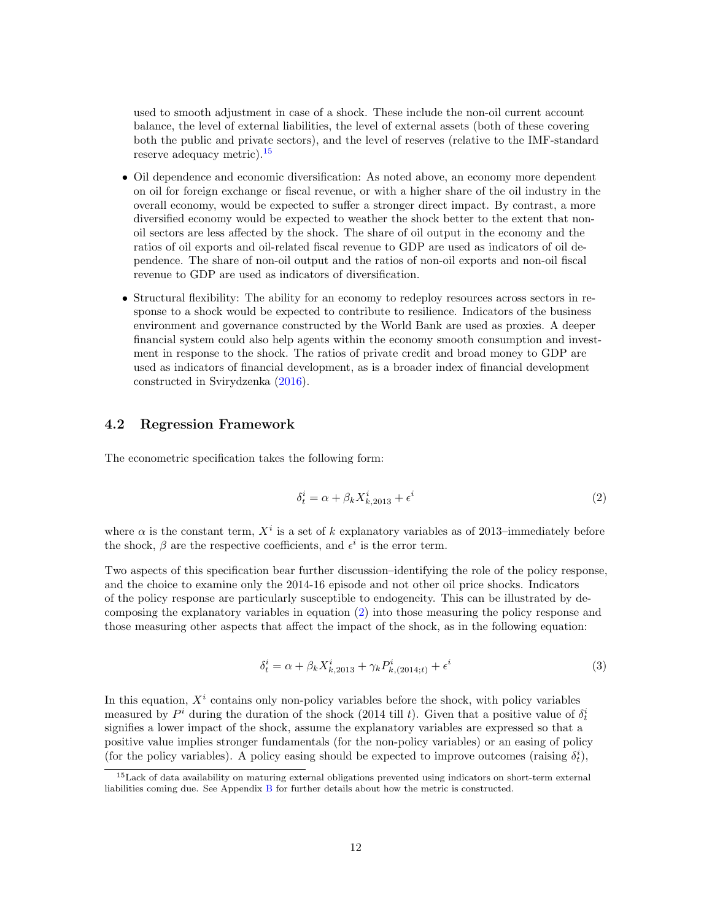used to smooth adjustment in case of a shock. These include the non-oil current account balance, the level of external liabilities, the level of external assets (both of these covering both the public and private sectors), and the level of reserves (relative to the IMF-standard reserve adequacy metric).[15]

- Oil dependence and economic diversification: As noted above, an economy more dependent on oil for foreign exchange or fiscal revenue, or with a higher share of the oil industry in the overall economy, would be expected to suffer a stronger direct impact. By contrast, a more diversified economy would be expected to weather the shock better to the extent that non-oil sectors are less affected by the shock. The share of oil output in the economy and the ratios of oil exports and oil-related fiscal revenue to GDP are used as indicators of oil dependence. The share of non-oil output and the ratios of non-oil exports and non-oil fiscal revenue to GDP are used as indicators of diversification.
- Structural flexibility: The ability for an economy to redeploy resources across sectors in response to a shock would be expected to contribute to resilience. Indicators of the business environment and governance constructed by the World Bank are used as proxies. A deeper financial system could also help agents within the economy smooth consumption and investment in response to the shock. The ratios of private credit and broad money to GDP are used as indicators of financial development, as is a broader index of financial development constructed in Svirydzenka (2016).

### 4.2 Regression Framework

The econometric specification takes the following form:

$$\delta_t^i = \alpha + \beta_k X_{k,2013}^i + \epsilon^i \tag{2}$$

where $\alpha$ is the constant term, $X^i$ is a set of $k$ explanatory variables as of 2013–immediately before the shock, $\beta$ are the respective coefficients, and $\epsilon^i$ is the error term.

Two aspects of this specification bear further discussion–identifying the role of the policy response, and the choice to examine only the 2014-16 episode and not other oil price shocks. Indicators of the policy response are particularly susceptible to endogeneity. This can be illustrated by decomposing the explanatory variables in equation (2) into those measuring the policy response and those measuring other aspects that affect the impact of the shock, as in the following equation:

$$\delta_t^i = \alpha + \beta_k X_{k,2013}^i + \gamma_k P_{k,(2014;t)}^i + \epsilon^i \tag{3}$$

In this equation, $X^i$ contains only non-policy variables before the shock, with policy variables measured by $P^i$ during the duration of the shock (2014 till $t$). Given that a positive value of $\delta_t^i$ signifies a lower impact of the shock, assume the explanatory variables are expressed so that a positive value implies stronger fundamentals (for the non-policy variables) or an easing of policy (for the policy variables). A policy easing should be expected to improve outcomes (raising $\delta_t^i$),

[15] Lack of data availability on maturing external obligations prevented using indicators on short-term external liabilities coming due. See Appendix B for further details about how the metric is constructed.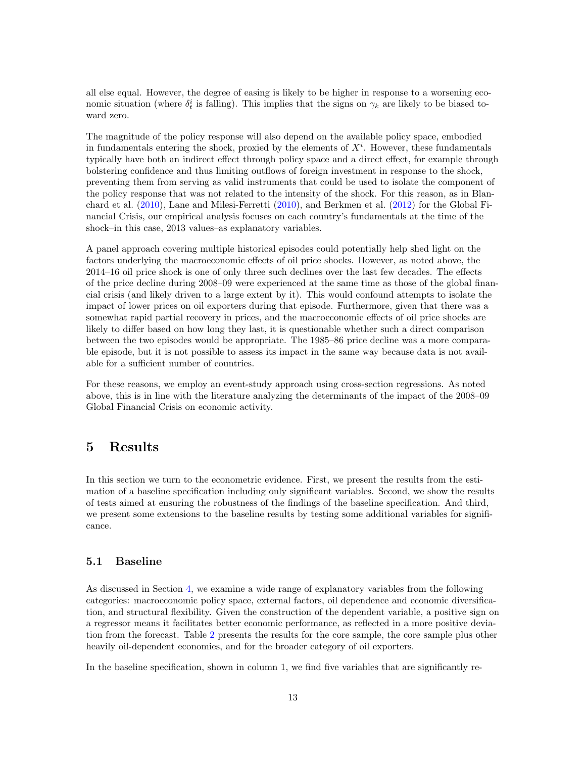all else equal. However, the degree of easing is likely to be higher in response to a worsening economic situation (where $\delta_t^i$ is falling). This implies that the signs on $\gamma_k$ are likely to be biased toward zero.

The magnitude of the policy response will also depend on the available policy space, embodied in fundamentals entering the shock, proxied by the elements of $X^i$. However, these fundamentals typically have both an indirect effect through policy space and a direct effect, for example through bolstering confidence and thus limiting outflows of foreign investment in response to the shock, preventing them from serving as valid instruments that could be used to isolate the component of the policy response that was not related to the intensity of the shock. For this reason, as in Blanchard et al. (2010), Lane and Milesi-Ferretti (2010), and Berkmen et al. (2012) for the Global Financial Crisis, our empirical analysis focuses on each country's fundamentals at the time of the shock–in this case, 2013 values–as explanatory variables.

A panel approach covering multiple historical episodes could potentially help shed light on the factors underlying the macroeconomic effects of oil price shocks. However, as noted above, the 2014–16 oil price shock is one of only three such declines over the last few decades. The effects of the price decline during 2008–09 were experienced at the same time as those of the global financial crisis (and likely driven to a large extent by it). This would confound attempts to isolate the impact of lower prices on oil exporters during that episode. Furthermore, given that there was a somewhat rapid partial recovery in prices, and the macroeconomic effects of oil price shocks are likely to differ based on how long they last, it is questionable whether such a direct comparison between the two episodes would be appropriate. The 1985–86 price decline was a more comparable episode, but it is not possible to assess its impact in the same way because data is not available for a sufficient number of countries.

For these reasons, we employ an event-study approach using cross-section regressions. As noted above, this is in line with the literature analyzing the determinants of the impact of the 2008–09 Global Financial Crisis on economic activity.

# 5 Results

In this section we turn to the econometric evidence. First, we present the results from the estimation of a baseline specification including only significant variables. Second, we show the results of tests aimed at ensuring the robustness of the findings of the baseline specification. And third, we present some extensions to the baseline results by testing some additional variables for significance.

## 5.1 Baseline

As discussed in Section 4, we examine a wide range of explanatory variables from the following categories: macroeconomic policy space, external factors, oil dependence and economic diversification, and structural flexibility. Given the construction of the dependent variable, a positive sign on a regressor means it facilitates better economic performance, as reflected in a more positive deviation from the forecast. Table 2 presents the results for the core sample, the core sample plus other heavily oil-dependent economies, and for the broader category of oil exporters.

In the baseline specification, shown in column 1, we find five variables that are significantly re-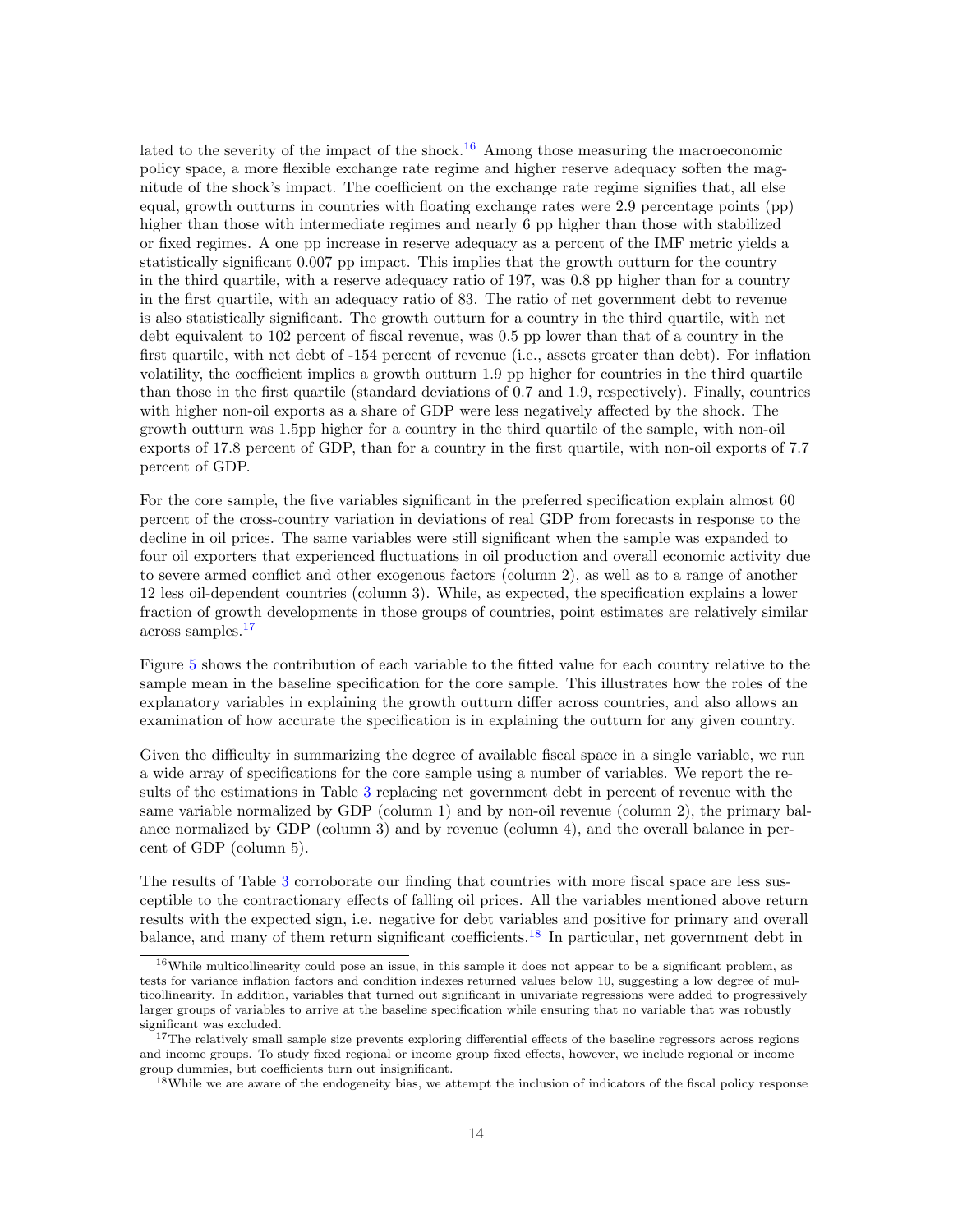lated to the severity of the impact of the shock.[16] Among those measuring the macroeconomic policy space, a more flexible exchange rate regime and higher reserve adequacy soften the magnitude of the shock's impact. The coefficient on the exchange rate regime signifies that, all else equal, growth outturns in countries with floating exchange rates were 2.9 percentage points (pp) higher than those with intermediate regimes and nearly 6 pp higher than those with stabilized or fixed regimes. A one pp increase in reserve adequacy as a percent of the IMF metric yields a statistically significant 0.007 pp impact. This implies that the growth outturn for the country in the third quartile, with a reserve adequacy ratio of 197, was 0.8 pp higher than for a country in the first quartile, with an adequacy ratio of 83. The ratio of net government debt to revenue is also statistically significant. The growth outturn for a country in the third quartile, with net debt equivalent to 102 percent of fiscal revenue, was 0.5 pp lower than that of a country in the first quartile, with net debt of -154 percent of revenue (i.e., assets greater than debt). For inflation volatility, the coefficient implies a growth outturn 1.9 pp higher for countries in the third quartile than those in the first quartile (standard deviations of 0.7 and 1.9, respectively). Finally, countries with higher non-oil exports as a share of GDP were less negatively affected by the shock. The growth outturn was 1.5pp higher for a country in the third quartile of the sample, with non-oil exports of 17.8 percent of GDP, than for a country in the first quartile, with non-oil exports of 7.7 percent of GDP.

For the core sample, the five variables significant in the preferred specification explain almost 60 percent of the cross-country variation in deviations of real GDP from forecasts in response to the decline in oil prices. The same variables were still significant when the sample was expanded to four oil exporters that experienced fluctuations in oil production and overall economic activity due to severe armed conflict and other exogenous factors (column 2), as well as to a range of another 12 less oil-dependent countries (column 3). While, as expected, the specification explains a lower fraction of growth developments in those groups of countries, point estimates are relatively similar across samples.[17]

Figure 5 shows the contribution of each variable to the fitted value for each country relative to the sample mean in the baseline specification for the core sample. This illustrates how the roles of the explanatory variables in explaining the growth outturn differ across countries, and also allows an examination of how accurate the specification is in explaining the outturn for any given country.

Given the difficulty in summarizing the degree of available fiscal space in a single variable, we run a wide array of specifications for the core sample using a number of variables. We report the results of the estimations in Table 3 replacing net government debt in percent of revenue with the same variable normalized by GDP (column 1) and by non-oil revenue (column 2), the primary balance normalized by GDP (column 3) and by revenue (column 4), and the overall balance in percent of GDP (column 5).

The results of Table 3 corroborate our finding that countries with more fiscal space are less susceptible to the contractionary effects of falling oil prices. All the variables mentioned above return results with the expected sign, i.e. negative for debt variables and positive for primary and overall balance, and many of them return significant coefficients.[18] In particular, net government debt in

[16] While multicollinearity could pose an issue, in this sample it does not appear to be a significant problem, as tests for variance inflation factors and condition indexes returned values below 10, suggesting a low degree of multicollinearity. In addition, variables that turned out significant in univariate regressions were added to progressively larger groups of variables to arrive at the baseline specification while ensuring that no variable that was robustly significant was excluded.

[17] The relatively small sample size prevents exploring differential effects of the baseline regressors across regions and income groups. To study fixed regional or income group fixed effects, however, we include regional or income group dummies, but coefficients turn out insignificant.

[18] While we are aware of the endogeneity bias, we attempt the inclusion of indicators of the fiscal policy response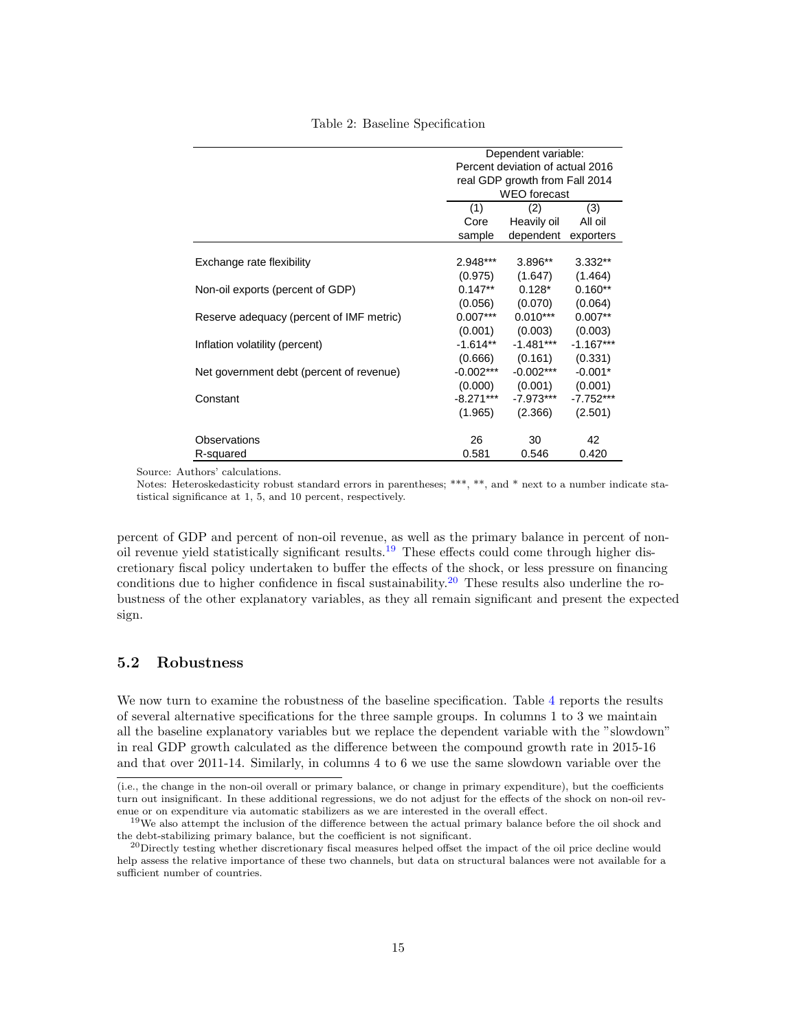Table 2: Baseline Specification

| | Dependent variable: Percent deviation of actual 2016 real GDP growth from Fall 2014 WEO forecast | | |
|---|---|---|---|
| | (1) Core sample | (2) Heavily oil dependent | (3) All oil exporters |
| Exchange rate flexibility | 2.948*** | 3.896** | 3.332** |
| | (0.975) | (1.647) | (1.464) |
| Non-oil exports (percent of GDP) | 0.147** | 0.128* | 0.160** |
| | (0.056) | (0.070) | (0.064) |
| Reserve adequacy (percent of IMF metric) | 0.007*** | 0.010*** | 0.007** |
| | (0.001) | (0.003) | (0.003) |
| Inflation volatility (percent) | -1.614** | -1.481*** | -1.167*** |
| | (0.666) | (0.161) | (0.331) |
| Net government debt (percent of revenue) | -0.002*** | -0.002*** | -0.001* |
| | (0.000) | (0.001) | (0.001) |
| Constant | -8.271*** | -7.973*** | -7.752*** |
| | (1.965) | (2.366) | (2.501) |
| Observations | 26 | 30 | 42 |
| R-squared | 0.581 | 0.546 | 0.420 |

Source: Authors' calculations.

Notes: Heteroskedasticity robust standard errors in parentheses; ***, **, and * next to a number indicate statistical significance at 1, 5, and 10 percent, respectively.

percent of GDP and percent of non-oil revenue, as well as the primary balance in percent of non-oil revenue yield statistically significant results.[19] These effects could come through higher discretionary fiscal policy undertaken to buffer the effects of the shock, or less pressure on financing conditions due to higher confidence in fiscal sustainability.[20] These results also underline the robustness of the other explanatory variables, as they all remain significant and present the expected sign.

## 5.2 Robustness

We now turn to examine the robustness of the baseline specification. Table 4 reports the results of several alternative specifications for the three sample groups. In columns 1 to 3 we maintain all the baseline explanatory variables but we replace the dependent variable with the "slowdown" in real GDP growth calculated as the difference between the compound growth rate in 2015-16 and that over 2011-14. Similarly, in columns 4 to 6 we use the same slowdown variable over the

(i.e., the change in the non-oil overall or primary balance, or change in primary expenditure), but the coefficients turn out insignificant. In these additional regressions, we do not adjust for the effects of the shock on non-oil revenue or on expenditure via automatic stabilizers as we are interested in the overall effect.

[19] We also attempt the inclusion of the difference between the actual primary balance before the oil shock and the debt-stabilizing primary balance, but the coefficient is not significant.

[20] Directly testing whether discretionary fiscal measures helped offset the impact of the oil price decline would help assess the relative importance of these two channels, but data on structural balances were not available for a sufficient number of countries.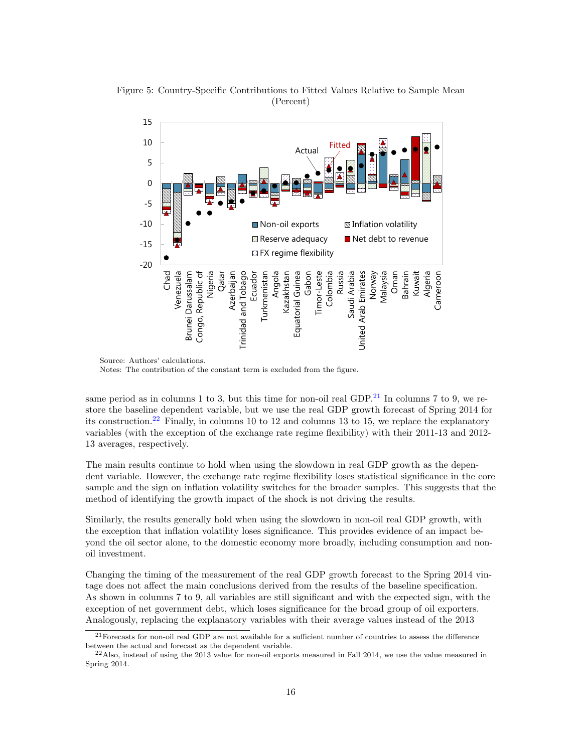Figure 5: Country-Specific Contributions to Fitted Values Relative to Sample Mean (Percent)

Source: Authors' calculations.
Notes: The contribution of the constant term is excluded from the figure.

same period as in columns 1 to 3, but this time for non-oil real GDP.[21] In columns 7 to 9, we restore the baseline dependent variable, but we use the real GDP growth forecast of Spring 2014 for its construction.[22] Finally, in columns 10 to 12 and columns 13 to 15, we replace the explanatory variables (with the exception of the exchange rate regime flexibility) with their 2011-13 and 2012-13 averages, respectively.

The main results continue to hold when using the slowdown in real GDP growth as the dependent variable. However, the exchange rate regime flexibility loses statistical significance in the core sample and the sign on inflation volatility switches for the broader samples. This suggests that the method of identifying the growth impact of the shock is not driving the results.

Similarly, the results generally hold when using the slowdown in non-oil real GDP growth, with the exception that inflation volatility loses significance. This provides evidence of an impact beyond the oil sector alone, to the domestic economy more broadly, including consumption and non-oil investment.

Changing the timing of the measurement of the real GDP growth forecast to the Spring 2014 vintage does not affect the main conclusions derived from the results of the baseline specification. As shown in columns 7 to 9, all variables are still significant and with the expected sign, with the exception of net government debt, which loses significance for the broad group of oil exporters. Analogously, replacing the explanatory variables with their average values instead of the 2013

[21] Forecasts for non-oil real GDP are not available for a sufficient number of countries to assess the difference between the actual and forecast as the dependent variable.

[22] Also, instead of using the 2013 value for non-oil exports measured in Fall 2014, we use the value measured in Spring 2014.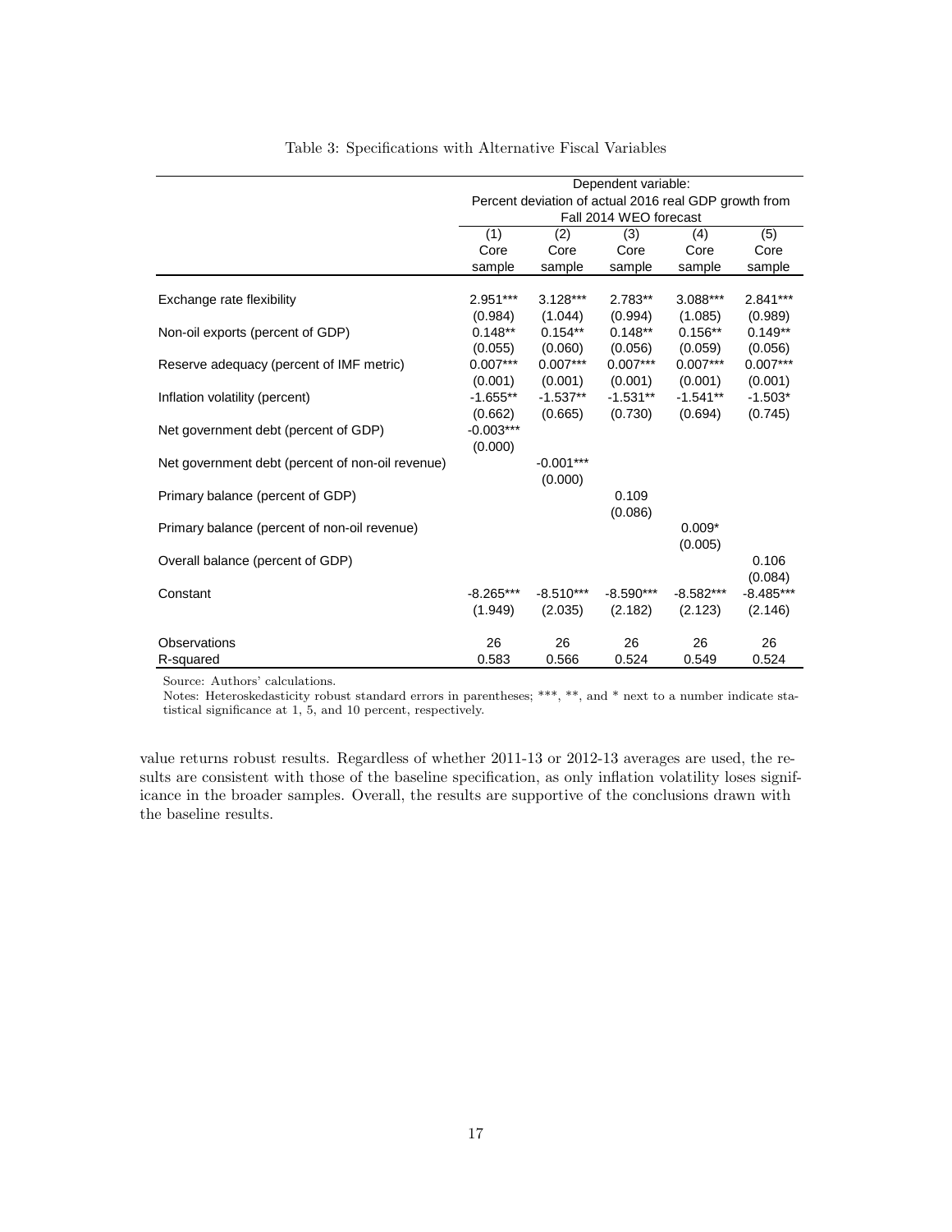Table 3: Specifications with Alternative Fiscal Variables

| | Dependent variable: Percent deviation of actual 2016 real GDP growth from Fall 2014 WEO forecast | | | | |
|---|---|---|---|---|---|
| | (1) Core sample | (2) Core sample | (3) Core sample | (4) Core sample | (5) Core sample |
| Exchange rate flexibility | 2.951*** | 3.128*** | 2.783** | 3.088*** | 2.841*** |
| | (0.984) | (1.044) | (0.994) | (1.085) | (0.989) |
| Non-oil exports (percent of GDP) | 0.148** | 0.154** | 0.148** | 0.156** | 0.149** |
| | (0.055) | (0.060) | (0.056) | (0.059) | (0.056) |
| Reserve adequacy (percent of IMF metric) | 0.007*** | 0.007*** | 0.007*** | 0.007*** | 0.007*** |
| | (0.001) | (0.001) | (0.001) | (0.001) | (0.001) |
| Inflation volatility (percent) | -1.655** | -1.537** | -1.531** | -1.541** | -1.503* |
| | (0.662) | (0.665) | (0.730) | (0.694) | (0.745) |
| Net government debt (percent of GDP) | -0.003*** | | | | |
| | (0.000) | | | | |
| Net government debt (percent of non-oil revenue) | | -0.001*** | | | |
| | | (0.000) | | | |
| Primary balance (percent of GDP) | | | 0.109 | | |
| | | | (0.086) | | |
| Primary balance (percent of non-oil revenue) | | | | 0.009* | |
| | | | | (0.005) | |
| Overall balance (percent of GDP) | | | | | 0.106 |
| | | | | | (0.084) |
| Constant | -8.265*** | -8.510*** | -8.590*** | -8.582*** | -8.485*** |
| | (1.949) | (2.035) | (2.182) | (2.123) | (2.146) |
| Observations | 26 | 26 | 26 | 26 | 26 |
| R-squared | 0.583 | 0.566 | 0.524 | 0.549 | 0.524 |

Source: Authors' calculations.

Notes: Heteroskedasticity robust standard errors in parentheses; ***, **, and * next to a number indicate statistical significance at 1, 5, and 10 percent, respectively.

value returns robust results. Regardless of whether 2011-13 or 2012-13 averages are used, the results are consistent with those of the baseline specification, as only inflation volatility loses significance in the broader samples. Overall, the results are supportive of the conclusions drawn with the baseline results.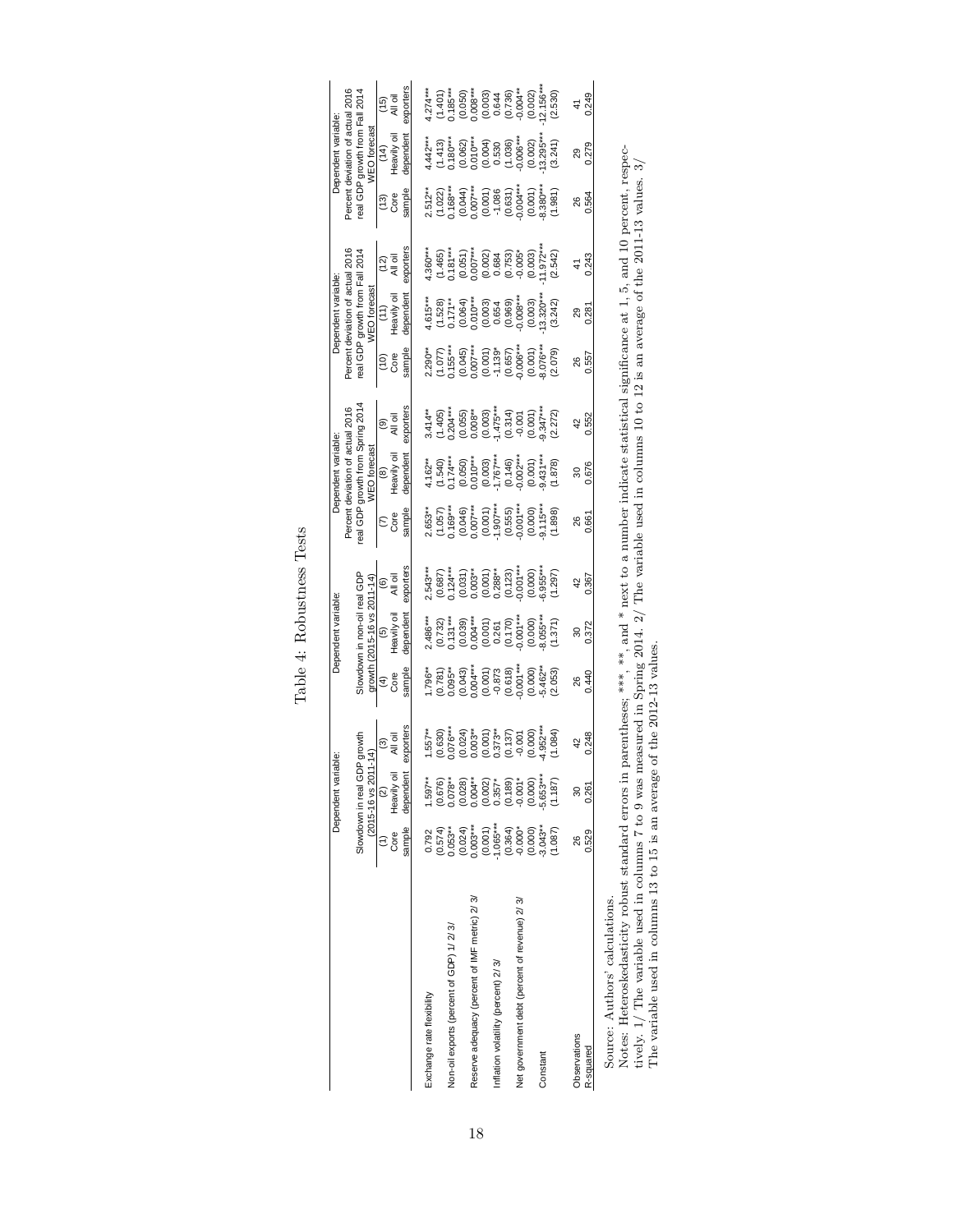# Table 4: Robustness Tests

| | Dependent variable: Slowdown in real GDP growth (2015-16 vs 2011-14) | | | Dependent variable: Slowdown in non-oil real GDP growth (2015-16 vs 2011-14) | | | Dependent variable: Percent deviation of actual 2016 real GDP growth from Spring 2014 WEO forecast | | | Dependent variable: Percent deviation of actual 2016 real GDP growth from Fall 2014 WEO forecast | | | Dependent variable: Percent deviation of actual 2016 real GDP growth from Fall 2014 WEO forecast | | |
|---|---|---|---|---|---|---|---|---|---|---|---|---|---|---|---|
| | (1) Core sample | (2) Heavily oil dependent | (3) All oil exporters | (4) Core sample | (5) Heavily oil dependent | (6) All oil exporters | (7) Core sample | (8) Heavily oil dependent | (9) All oil exporters | (10) Core sample | (11) Heavily oil dependent | (12) All oil exporters | (13) Core sample | (14) Heavily oil dependent | (15) All oil exporters |
| Exchange rate flexibility | 0.792 | 1.597** | 1.557** | 1.796** | 2.486*** | 2.543*** | 2.653** | 4.162** | 3.414** | 2.290** | 4.615*** | 4.360*** | 2.512** | 4.442*** | 4.274*** |
| | (0.574) | (0.676) | (0.630) | (0.781) | (0.732) | (0.687) | (1.057) | (1.540) | (1.405) | (1.077) | (1.528) | (1.465) | (1.022) | (1.413) | (1.401) |
| Non-oil exports (percent of GDP) 1/ 2/ 3/ | 0.053** | 0.078** | 0.076*** | 0.095** | 0.131*** | 0.124*** | 0.169*** | 0.174*** | 0.204*** | 0.155*** | 0.171** | 0.181*** | 0.168*** | 0.180*** | 0.185*** |
| | (0.024) | (0.028) | (0.024) | (0.043) | (0.039) | (0.031) | (0.046) | (0.050) | (0.055) | (0.045) | (0.064) | (0.051) | (0.044) | (0.062) | (0.050) |
| Reserve adequacy (percent of IMF metric) 2/ 3/ | 0.003*** | 0.004** | 0.003** | 0.004*** | 0.004*** | 0.003** | 0.007*** | 0.010*** | 0.008** | 0.007*** | 0.010*** | 0.007*** | 0.007*** | 0.010*** | 0.008*** |
| | (0.001) | (0.002) | (0.001) | (0.001) | (0.001) | (0.001) | (0.001) | (0.003) | (0.003) | (0.001) | (0.003) | (0.002) | (0.001) | (0.004) | (0.003) |
| Inflation volatility (percent) 2/ 3/ | -1.065*** | 0.357* | 0.373** | -0.873 | 0.261 | 0.288** | -1.907*** | -1.767*** | -1.475*** | -1.139* | 0.654 | 0.684 | -1.086 | 0.530 | 0.644 |
| | (0.364) | (0.189) | (0.137) | (0.618) | (0.170) | (0.123) | (0.555) | (0.146) | (0.314) | (0.657) | (0.969) | (0.753) | (0.631) | (1.036) | (0.736) |
| Net government debt (percent of revenue) 2/ 3/ | -0.000* | -0.001* | -0.001 | -0.001*** | -0.001*** | -0.001*** | -0.001*** | -0.002*** | -0.001 | -0.006*** | -0.008*** | -0.005* | -0.004*** | -0.006*** | -0.004** |
| | (0.000) | (0.000) | (0.000) | (0.000) | (0.000) | (0.000) | (0.000) | (0.001) | (0.001) | (0.001) | (0.003) | (0.003) | (0.001) | (0.002) | (0.002) |
| Constant | -3.043** | -5.653*** | -4.952*** | -5.462** | -8.055*** | -6.955*** | -9.115*** | -9.431*** | -9.347*** | -8.076*** | -13.320*** | -11.972*** | -8.380*** | -13.295*** | -12.156*** |
| | (1.087) | (1.187) | (1.084) | (2.053) | (1.371) | (1.297) | (1.898) | (1.878) | (2.272) | (2.079) | (3.242) | (2.542) | (1.981) | (3.241) | (2.530) |
| Observations | 26 | 30 | 42 | 26 | 30 | 42 | 26 | 30 | 42 | 26 | 29 | 41 | 26 | 29 | 41 |
| R-squared | 0.529 | 0.261 | 0.248 | 0.440 | 0.372 | 0.367 | 0.661 | 0.676 | 0.552 | 0.557 | 0.281 | 0.243 | 0.564 | 0.279 | 0.249 |

Source: Authors' calculations.

Notes: Heteroskedasticity robust standard errors in parentheses; ***, **, and * next to a number indicate statistical significance at 1, 5, and 10 percent, respectively. 1/ The variable used in columns 7 to 9 was measured in Spring 2014. 2/ The variable used in columns 10 to 12 is an average of the 2011-13 values. 3/ The variable used in columns 13 to 15 is an average of the 2012-13 values.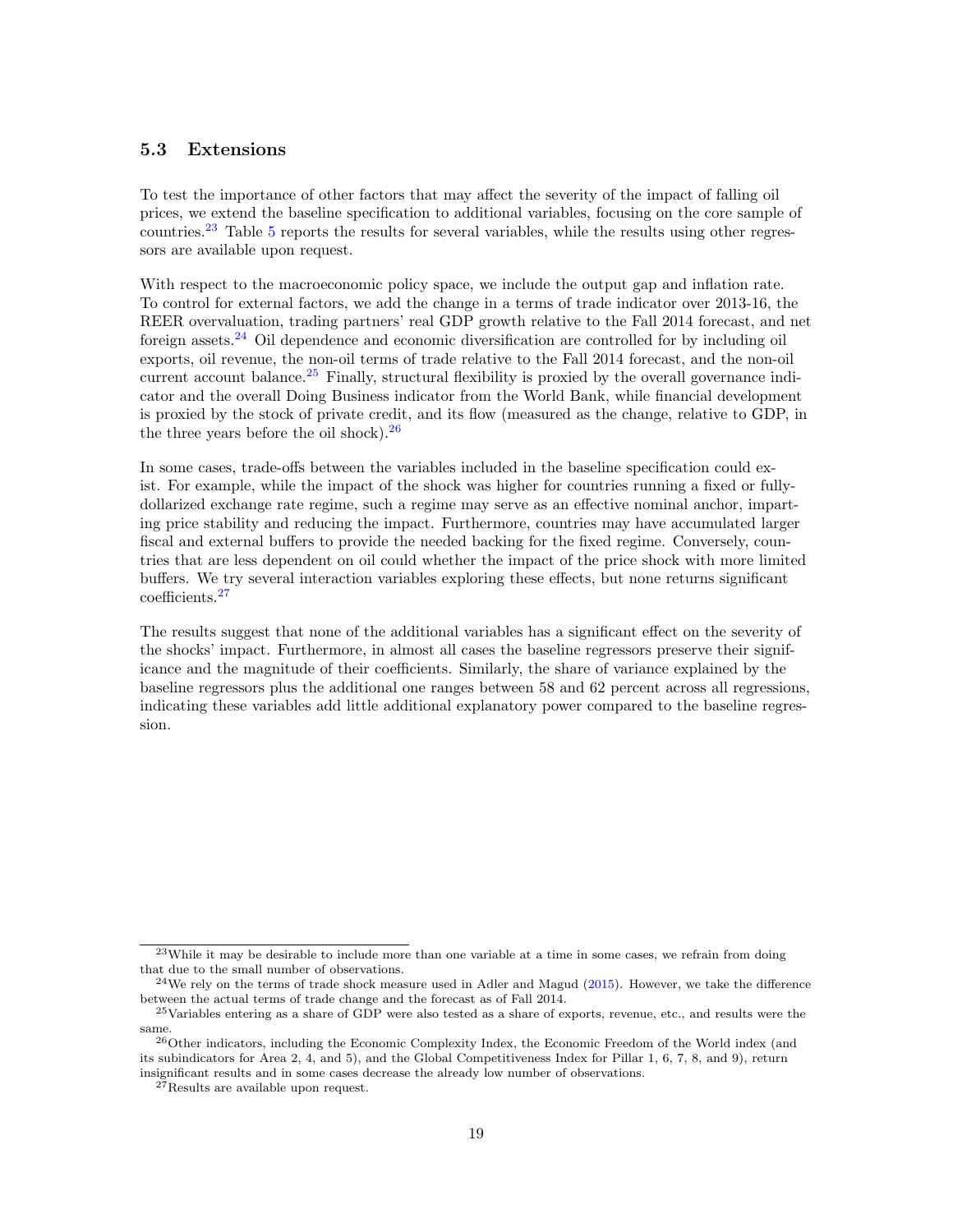### 5.3 Extensions

To test the importance of other factors that may affect the severity of the impact of falling oil prices, we extend the baseline specification to additional variables, focusing on the core sample of countries.[23] Table 5 reports the results for several variables, while the results using other regressors are available upon request.

With respect to the macroeconomic policy space, we include the output gap and inflation rate. To control for external factors, we add the change in a terms of trade indicator over 2013-16, the REER overvaluation, trading partners' real GDP growth relative to the Fall 2014 forecast, and net foreign assets.[24] Oil dependence and economic diversification are controlled for by including oil exports, oil revenue, the non-oil terms of trade relative to the Fall 2014 forecast, and the non-oil current account balance.[25] Finally, structural flexibility is proxied by the overall governance indicator and the overall Doing Business indicator from the World Bank, while financial development is proxied by the stock of private credit, and its flow (measured as the change, relative to GDP, in the three years before the oil shock).[26]

In some cases, trade-offs between the variables included in the baseline specification could exist. For example, while the impact of the shock was higher for countries running a fixed or fully-dollarized exchange rate regime, such a regime may serve as an effective nominal anchor, imparting price stability and reducing the impact. Furthermore, countries may have accumulated larger fiscal and external buffers to provide the needed backing for the fixed regime. Conversely, countries that are less dependent on oil could whether the impact of the price shock with more limited buffers. We try several interaction variables exploring these effects, but none returns significant coefficients.[27]

The results suggest that none of the additional variables has a significant effect on the severity of the shocks' impact. Furthermore, in almost all cases the baseline regressors preserve their significance and the magnitude of their coefficients. Similarly, the share of variance explained by the baseline regressors plus the additional one ranges between 58 and 62 percent across all regressions, indicating these variables add little additional explanatory power compared to the baseline regression.

[23] While it may be desirable to include more than one variable at a time in some cases, we refrain from doing that due to the small number of observations.

[24] We rely on the terms of trade shock measure used in Adler and Magud (2015). However, we take the difference between the actual terms of trade change and the forecast as of Fall 2014.

[25] Variables entering as a share of GDP were also tested as a share of exports, revenue, etc., and results were the same.

[26] Other indicators, including the Economic Complexity Index, the Economic Freedom of the World index (and its subindicators for Area 2, 4, and 5), and the Global Competitiveness Index for Pillar 1, 6, 7, 8, and 9), return insignificant results and in some cases decrease the already low number of observations.

[27] Results are available upon request.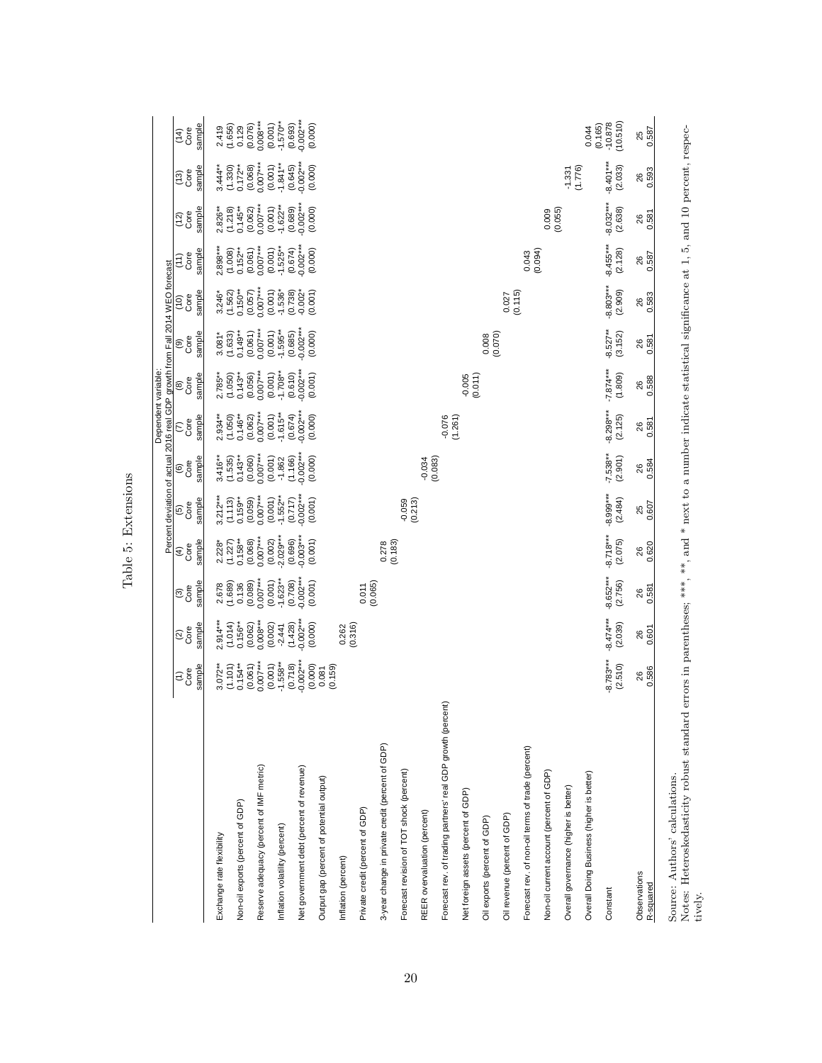# Table 5: Extensions

| | Dependent variable: Percent deviation of actual 2016 real GDP growth from Fall 2014 WEO forecast | | | | | | | | | | | | | |
|---|---|---|---|---|---|---|---|---|---|---|---|---|---|---|
| | (1) Core sample | (2) Core sample | (3) Core sample | (4) Core sample | (5) Core sample | (6) Core sample | (7) Core sample | (8) Core sample | (9) Core sample | (10) Core sample | (11) Core sample | (12) Core sample | (13) Core sample | (14) Core sample |
| Exchange rate flexibility | 3.072** | 2.914*** | 2.678 | 2.228* | 3.212*** | 3.416** | 2.934** | 2.785** | 3.081* | 3.246* | 2.898*** | 2.826** | 3.444** | 2.419 |
| | (1.101) | (1.014) | (1.689) | (1.227) | (1.113) | (1.535) | (1.050) | (1.050) | (1.633) | (1.562) | (1.008) | (1.218) | (1.330) | (1.656) |
| Non-oil exports (percent of GDP) | 0.154** | 0.156** | 0.136 | 0.158** | 0.159** | 0.143** | 0.146** | 0.143** | 0.149** | 0.150** | 0.152** | 0.145** | 0.172** | 0.129 |
| | (0.061) | (0.062) | (0.089) | (0.068) | (0.059) | (0.060) | (0.062) | (0.056) | (0.061) | (0.057) | (0.061) | (0.062) | (0.068) | (0.076) |
| Reserve adequacy (percent of IMF metric) | 0.007*** | 0.008*** | 0.007*** | 0.007*** | 0.007*** | 0.007*** | 0.007*** | 0.007*** | 0.007*** | 0.007*** | 0.007*** | 0.007*** | 0.007*** | 0.008*** |
| | (0.001) | (0.002) | (0.001) | (0.002) | (0.001) | (0.001) | (0.001) | (0.001) | (0.001) | (0.001) | (0.001) | (0.001) | (0.001) | (0.001) |
| Inflation volatility (percent) | -1.558** | -2.441 | -1.623** | -2.029*** | -1.552** | -1.862 | -1.615** | -1.708** | -1.595** | -1.536* | -1.525** | -1.622** | -1.841** | -1.570** |
| | (0.718) | (1.428) | (0.708) | (0.696) | (0.717) | (1.166) | (0.674) | (0.610) | (0.685) | (0.738) | (0.674) | (0.689) | (0.645) | (0.693) |
| Net government debt (percent of revenue) | -0.002*** | -0.002*** | -0.002*** | -0.003*** | -0.002*** | -0.002*** | -0.002*** | -0.002*** | -0.002*** | -0.002* | -0.002*** | -0.002*** | -0.002*** | -0.002*** |
| | (0.000) | (0.000) | (0.001) | (0.001) | (0.001) | (0.000) | (0.000) | (0.001) | (0.000) | (0.001) | (0.000) | (0.000) | (0.000) | (0.000) |
| Output gap (percent of potential output) | 0.081 | | | | | | | | | | | | | |
| | (0.159) | | | | | | | | | | | | | |
| Inflation (percent) | | 0.262 | | | | | | | | | | | | |
| | | (0.316) | | | | | | | | | | | | |
| Private credit (percent of GDP) | | | 0.011 | | | | | | | | | | | |
| | | | (0.065) | | | | | | | | | | | |
| 3-year change in private credit (percent of GDP) | | | | 0.278 | | | | | | | | | | |
| | | | | (0.183) | | | | | | | | | | |
| Forecast revision of TOT shock (percent) | | | | | -0.059 | | | | | | | | | |
| | | | | | (0.213) | | | | | | | | | |
| REER overvaluation (percent) | | | | | | -0.034 | | | | | | | | |
| | | | | | | (0.083) | | | | | | | | |
| Forecast rev. of trading partners' real GDP growth (percent) | | | | | | | -0.076 | | | | | | | |
| | | | | | | | (1.261) | | | | | | | |
| Net foreign assets (percent of GDP) | | | | | | | | -0.005 | | | | | | |
| | | | | | | | | (0.011) | | | | | | |
| Oil exports (percent of GDP) | | | | | | | | | 0.008 | | | | | |
| | | | | | | | | | (0.070) | | | | | |
| Oil revenue (percent of GDP) | | | | | | | | | | 0.027 | | | | |
| | | | | | | | | | | (0.115) | | | | |
| Forecast rev. of non-oil terms of trade (percent) | | | | | | | | | | | 0.043 | | | |
| | | | | | | | | | | | (0.094) | | | |
| Non-oil current account (percent of GDP) | | | | | | | | | | | | 0.009 | | |
| | | | | | | | | | | | | (0.055) | | |
| Overall governance (higher is better) | | | | | | | | | | | | | -1.331 | |
| | | | | | | | | | | | | | (1.776) | |
| Overall Doing Business (higher is better) | | | | | | | | | | | | | | 0.044 |
| | | | | | | | | | | | | | | (0.165) |
| Constant | -8.783*** | -8.474*** | -8.652*** | -8.718*** | -8.999*** | -7.538** | -8.298*** | -7.874*** | -8.527** | -8.803*** | -8.455*** | -8.032*** | -8.401*** | -10.878 |
| | (2.510) | (2.039) | (2.756) | (2.075) | (2.484) | (2.901) | (2.125) | (1.809) | (3.152) | (2.909) | (2.128) | (2.638) | (2.033) | (10.510) |
| Observations | 26 | 26 | 26 | 26 | 25 | 26 | 26 | 26 | 26 | 26 | 26 | 26 | 26 | 25 |
| R-squared | 0.586 | 0.601 | 0.581 | 0.620 | 0.607 | 0.584 | 0.581 | 0.588 | 0.581 | 0.583 | 0.587 | 0.581 | 0.593 | 0.587 |

Source: Authors' calculations.
Notes: Heteroskedasticity robust standard errors in parentheses; \*\*\*, \*\*, and \* next to a number indicate statistical significance at 1, 5, and 10 percent, respectively.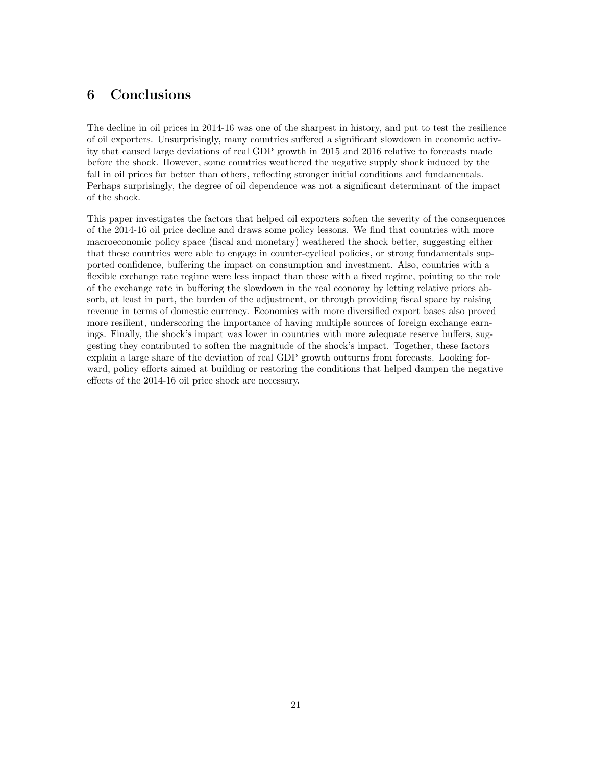## 6 Conclusions

The decline in oil prices in 2014-16 was one of the sharpest in history, and put to test the resilience of oil exporters. Unsurprisingly, many countries suffered a significant slowdown in economic activity that caused large deviations of real GDP growth in 2015 and 2016 relative to forecasts made before the shock. However, some countries weathered the negative supply shock induced by the fall in oil prices far better than others, reflecting stronger initial conditions and fundamentals. Perhaps surprisingly, the degree of oil dependence was not a significant determinant of the impact of the shock.

This paper investigates the factors that helped oil exporters soften the severity of the consequences of the 2014-16 oil price decline and draws some policy lessons. We find that countries with more macroeconomic policy space (fiscal and monetary) weathered the shock better, suggesting either that these countries were able to engage in counter-cyclical policies, or strong fundamentals supported confidence, buffering the impact on consumption and investment. Also, countries with a flexible exchange rate regime were less impact than those with a fixed regime, pointing to the role of the exchange rate in buffering the slowdown in the real economy by letting relative prices absorb, at least in part, the burden of the adjustment, or through providing fiscal space by raising revenue in terms of domestic currency. Economies with more diversified export bases also proved more resilient, underscoring the importance of having multiple sources of foreign exchange earnings. Finally, the shock's impact was lower in countries with more adequate reserve buffers, suggesting they contributed to soften the magnitude of the shock's impact. Together, these factors explain a large share of the deviation of real GDP growth outturns from forecasts. Looking forward, policy efforts aimed at building or restoring the conditions that helped dampen the negative effects of the 2014-16 oil price shock are necessary.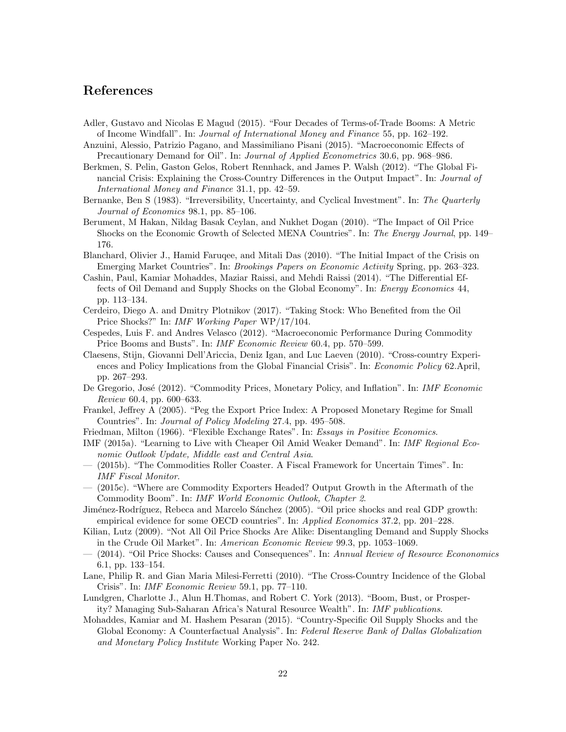## References

Adler, Gustavo and Nicolas E Magud (2015). "Four Decades of Terms-of-Trade Booms: A Metric of Income Windfall". In: *Journal of International Money and Finance* 55, pp. 162–192.

Anzuini, Alessio, Patrizio Pagano, and Massimiliano Pisani (2015). "Macroeconomic Effects of Precautionary Demand for Oil". In: *Journal of Applied Econometrics* 30.6, pp. 968–986.

Berkmen, S. Pelin, Gaston Gelos, Robert Rennhack, and James P. Walsh (2012). "The Global Financial Crisis: Explaining the Cross-Country Differences in the Output Impact". In: *Journal of International Money and Finance* 31.1, pp. 42–59.

Bernanke, Ben S (1983). "Irreversibility, Uncertainty, and Cyclical Investment". In: *The Quarterly Journal of Economics* 98.1, pp. 85–106.

Berument, M Hakan, Nildag Basak Ceylan, and Nukhet Dogan (2010). "The Impact of Oil Price Shocks on the Economic Growth of Selected MENA Countries". In: *The Energy Journal*, pp. 149–176.

Blanchard, Olivier J., Hamid Faruqee, and Mitali Das (2010). "The Initial Impact of the Crisis on Emerging Market Countries". In: *Brookings Papers on Economic Activity* Spring, pp. 263–323.

Cashin, Paul, Kamiar Mohaddes, Maziar Raissi, and Mehdi Raissi (2014). "The Differential Effects of Oil Demand and Supply Shocks on the Global Economy". In: *Energy Economics* 44, pp. 113–134.

Cerdeiro, Diego A. and Dmitry Plotnikov (2017). "Taking Stock: Who Benefited from the Oil Price Shocks?" In: *IMF Working Paper* WP/17/104.

Cespedes, Luis F. and Andres Velasco (2012). "Macroeconomic Performance During Commodity Price Booms and Busts". In: *IMF Economic Review* 60.4, pp. 570–599.

Claesens, Stijn, Giovanni Dell'Ariccia, Deniz Igan, and Luc Laeven (2010). "Cross-country Experiences and Policy Implications from the Global Financial Crisis". In: *Economic Policy* 62.April, pp. 267–293.

De Gregorio, José (2012). "Commodity Prices, Monetary Policy, and Inflation". In: *IMF Economic Review* 60.4, pp. 600–633.

Frankel, Jeffrey A (2005). "Peg the Export Price Index: A Proposed Monetary Regime for Small Countries". In: *Journal of Policy Modeling* 27.4, pp. 495–508.

Friedman, Milton (1966). "Flexible Exchange Rates". In: *Essays in Positive Economics*.

IMF (2015a). "Learning to Live with Cheaper Oil Amid Weaker Demand". In: *IMF Regional Economic Outlook Update, Middle east and Central Asia*.

— (2015b). "The Commodities Roller Coaster. A Fiscal Framework for Uncertain Times". In: *IMF Fiscal Monitor*.

— (2015c). "Where are Commodity Exporters Headed? Output Growth in the Aftermath of the Commodity Boom". In: *IMF World Economic Outlook, Chapter 2*.

Jiménez-Rodríguez, Rebeca and Marcelo Sánchez (2005). "Oil price shocks and real GDP growth: empirical evidence for some OECD countries". In: *Applied Economics* 37.2, pp. 201–228.

Kilian, Lutz (2009). "Not All Oil Price Shocks Are Alike: Disentangling Demand and Supply Shocks in the Crude Oil Market". In: *American Economic Review* 99.3, pp. 1053–1069.

— (2014). "Oil Price Shocks: Causes and Consequences". In: *Annual Review of Resource Econonomics* 6.1, pp. 133–154.

Lane, Philip R. and Gian Maria Milesi-Ferretti (2010). "The Cross-Country Incidence of the Global Crisis". In: *IMF Economic Review* 59.1, pp. 77–110.

Lundgren, Charlotte J., Alun H.Thomas, and Robert C. York (2013). "Boom, Bust, or Prosperity? Managing Sub-Saharan Africa's Natural Resource Wealth". In: *IMF publications*.

Mohaddes, Kamiar and M. Hashem Pesaran (2015). "Country-Specific Oil Supply Shocks and the Global Economy: A Counterfactual Analysis". In: *Federal Reserve Bank of Dallas Globalization and Monetary Policy Institute* Working Paper No. 242.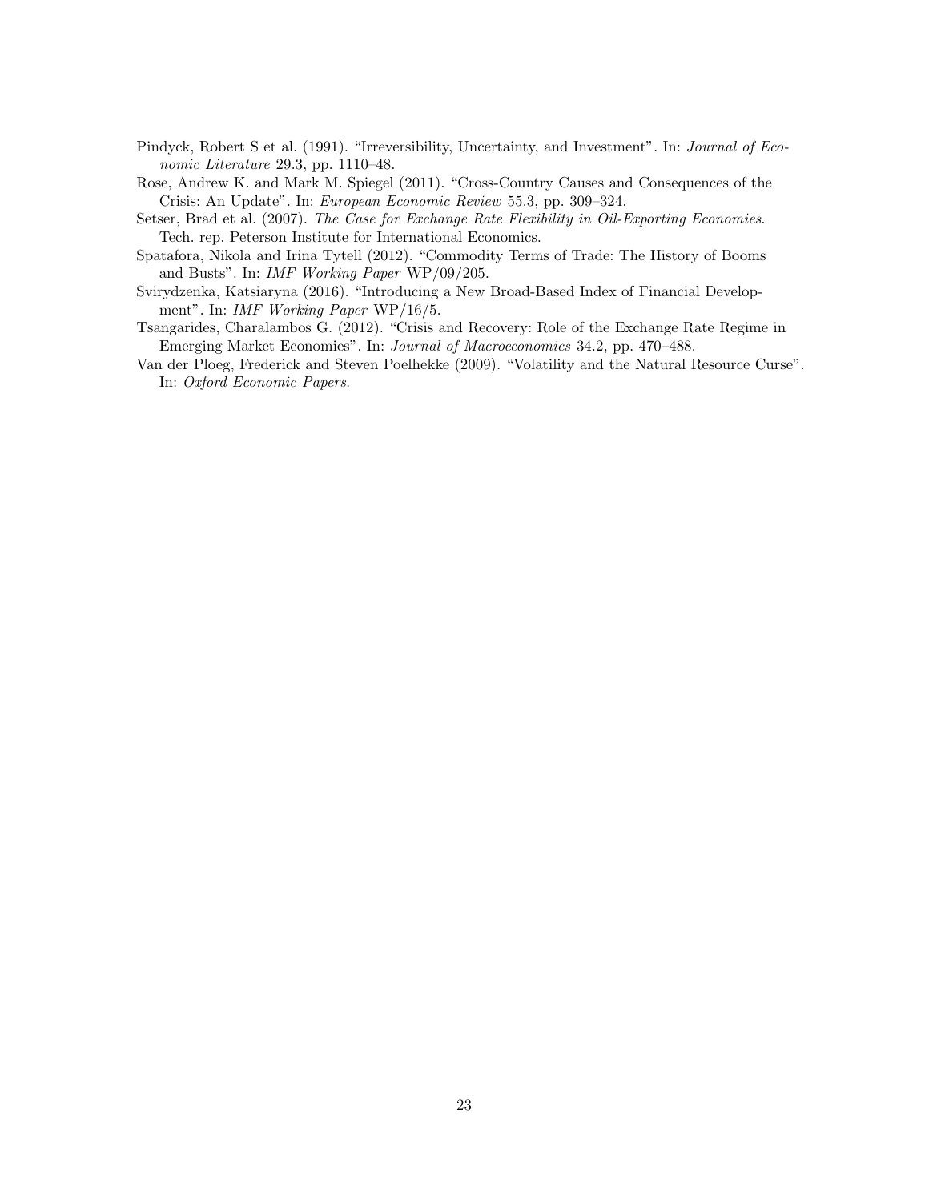Pindyck, Robert S et al. (1991). "Irreversibility, Uncertainty, and Investment". In: *Journal of Economic Literature* 29.3, pp. 1110–48.

Rose, Andrew K. and Mark M. Spiegel (2011). "Cross-Country Causes and Consequences of the Crisis: An Update". In: *European Economic Review* 55.3, pp. 309–324.

Setser, Brad et al. (2007). *The Case for Exchange Rate Flexibility in Oil-Exporting Economies*. Tech. rep. Peterson Institute for International Economics.

Spatafora, Nikola and Irina Tytell (2012). "Commodity Terms of Trade: The History of Booms and Busts". In: *IMF Working Paper* WP/09/205.

Svirydzenka, Katsiaryna (2016). "Introducing a New Broad-Based Index of Financial Development". In: *IMF Working Paper* WP/16/5.

Tsangarides, Charalambos G. (2012). "Crisis and Recovery: Role of the Exchange Rate Regime in Emerging Market Economies". In: *Journal of Macroeconomics* 34.2, pp. 470–488.

Van der Ploeg, Frederick and Steven Poelhekke (2009). "Volatility and the Natural Resource Curse". In: *Oxford Economic Papers*.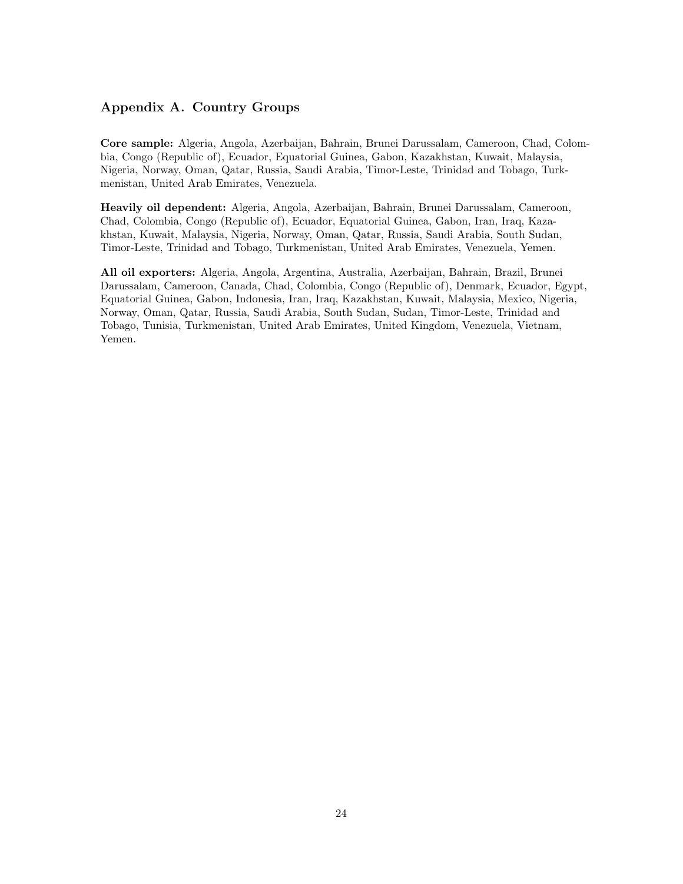## Appendix A. Country Groups

**Core sample:** Algeria, Angola, Azerbaijan, Bahrain, Brunei Darussalam, Cameroon, Chad, Colombia, Congo (Republic of), Ecuador, Equatorial Guinea, Gabon, Kazakhstan, Kuwait, Malaysia, Nigeria, Norway, Oman, Qatar, Russia, Saudi Arabia, Timor-Leste, Trinidad and Tobago, Turkmenistan, United Arab Emirates, Venezuela.

**Heavily oil dependent:** Algeria, Angola, Azerbaijan, Bahrain, Brunei Darussalam, Cameroon, Chad, Colombia, Congo (Republic of), Ecuador, Equatorial Guinea, Gabon, Iran, Iraq, Kazakhstan, Kuwait, Malaysia, Nigeria, Norway, Oman, Qatar, Russia, Saudi Arabia, South Sudan, Timor-Leste, Trinidad and Tobago, Turkmenistan, United Arab Emirates, Venezuela, Yemen.

**All oil exporters:** Algeria, Angola, Argentina, Australia, Azerbaijan, Bahrain, Brazil, Brunei Darussalam, Cameroon, Canada, Chad, Colombia, Congo (Republic of), Denmark, Ecuador, Egypt, Equatorial Guinea, Gabon, Indonesia, Iran, Iraq, Kazakhstan, Kuwait, Malaysia, Mexico, Nigeria, Norway, Oman, Qatar, Russia, Saudi Arabia, South Sudan, Sudan, Timor-Leste, Trinidad and Tobago, Tunisia, Turkmenistan, United Arab Emirates, United Kingdom, Venezuela, Vietnam, Yemen.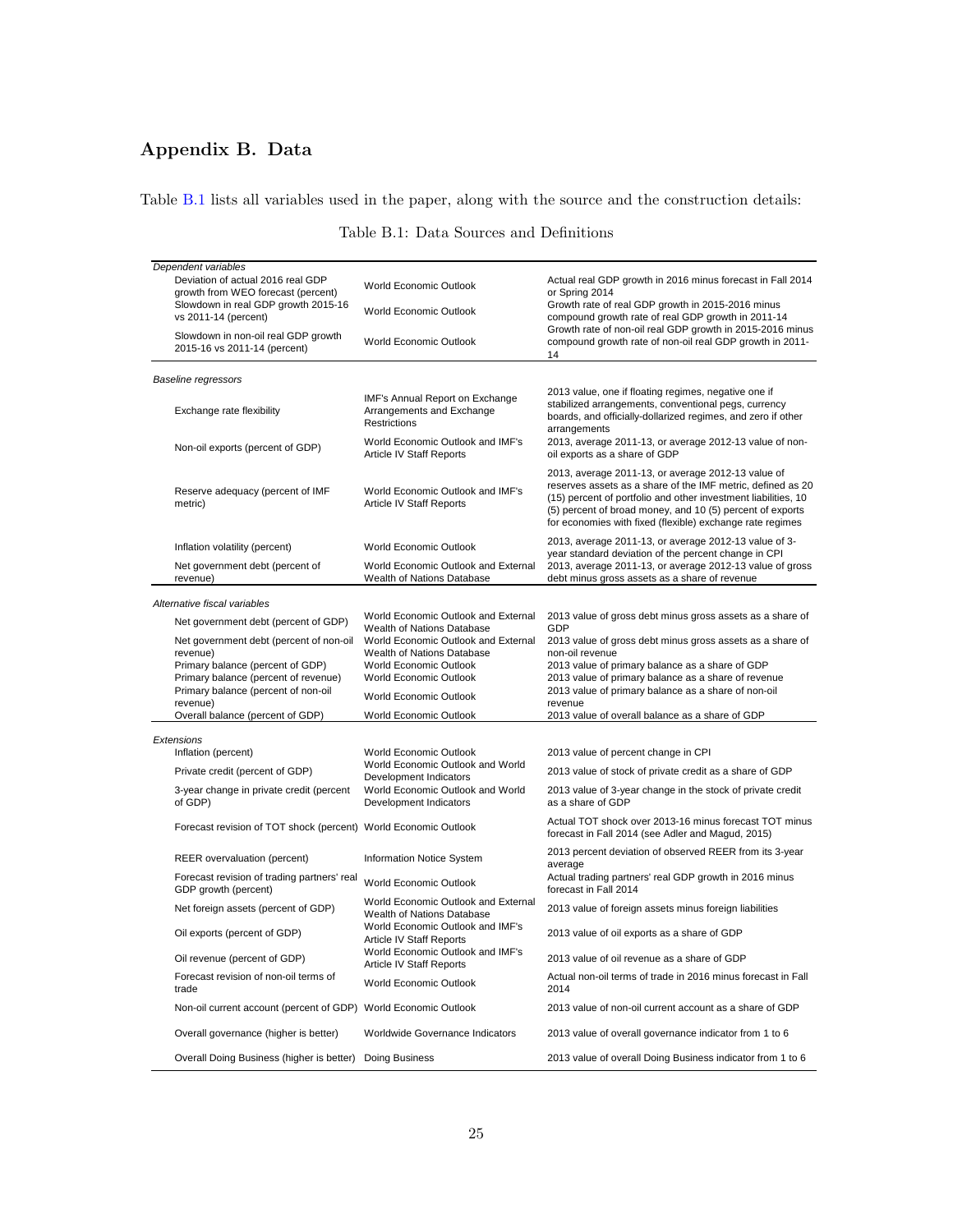## Appendix B. Data

Table B.1 lists all variables used in the paper, along with the source and the construction details:

Table B.1: Data Sources and Definitions

| | | |
|---|---|---|
| *Dependent variables* | | |
| Deviation of actual 2016 real GDP growth from WEO forecast (percent) | World Economic Outlook | Actual real GDP growth in 2016 minus forecast in Fall 2014 or Spring 2014 |
| Slowdown in real GDP growth 2015-16 vs 2011-14 (percent) | World Economic Outlook | Growth rate of real GDP growth in 2015-2016 minus compound growth rate of real GDP growth in 2011-14 |
| Slowdown in non-oil real GDP growth 2015-16 vs 2011-14 (percent) | World Economic Outlook | Growth rate of non-oil real GDP growth in 2015-2016 minus compound growth rate of non-oil real GDP growth in 2011-14 |
| *Baseline regressors* | | |
| Exchange rate flexibility | IMF's Annual Report on Exchange Arrangements and Exchange Restrictions | 2013 value, one if floating regimes, negative one if stabilized arrangements, conventional pegs, currency boards, and officially-dollarized regimes, and zero if other arrangements |
| Non-oil exports (percent of GDP) | World Economic Outlook and IMF's Article IV Staff Reports | 2013, average 2011-13, or average 2012-13 value of non-oil exports as a share of GDP |
| Reserve adequacy (percent of IMF metric) | World Economic Outlook and IMF's Article IV Staff Reports | 2013, average 2011-13, or average 2012-13 value of reserves assets as a share of the IMF metric, defined as 20 (15) percent of portfolio and other investment liabilities, 10 (5) percent of broad money, and 10 (5) percent of exports for economies with fixed (flexible) exchange rate regimes |
| Inflation volatility (percent) | World Economic Outlook | 2013, average 2011-13, or average 2012-13 value of 3-year standard deviation of the percent change in CPI |
| Net government debt (percent of revenue) | World Economic Outlook and External Wealth of Nations Database | 2013, average 2011-13, or average 2012-13 value of gross debt minus gross assets as a share of revenue |
| *Alternative fiscal variables* | | |
| Net government debt (percent of GDP) | World Economic Outlook and External Wealth of Nations Database | 2013 value of gross debt minus gross assets as a share of GDP |
| Net government debt (percent of non-oil revenue) | World Economic Outlook and External Wealth of Nations Database | 2013 value of gross debt minus gross assets as a share of non-oil revenue |
| Primary balance (percent of GDP) | World Economic Outlook | 2013 value of primary balance as a share of GDP |
| Primary balance (percent of revenue) | World Economic Outlook | 2013 value of primary balance as a share of revenue |
| Primary balance (percent of non-oil revenue) | World Economic Outlook | 2013 value of primary balance as a share of non-oil revenue |
| Overall balance (percent of GDP) | World Economic Outlook | 2013 value of overall balance as a share of GDP |
| *Extensions* | | |
| Inflation (percent) | World Economic Outlook | 2013 value of percent change in CPI |
| Private credit (percent of GDP) | World Economic Outlook and World Development Indicators | 2013 value of stock of private credit as a share of GDP |
| 3-year change in private credit (percent of GDP) | World Economic Outlook and World Development Indicators | 2013 value of 3-year change in the stock of private credit as a share of GDP |
| Forecast revision of TOT shock (percent) | World Economic Outlook | Actual TOT shock over 2013-16 minus forecast TOT minus forecast in Fall 2014 (see Adler and Magud, 2015) |
| REER overvaluation (percent) | Information Notice System | 2013 percent deviation of observed REER from its 3-year average |
| Forecast revision of trading partners' real GDP growth (percent) | World Economic Outlook | Actual trading partners' real GDP growth in 2016 minus forecast in Fall 2014 |
| Net foreign assets (percent of GDP) | World Economic Outlook and External Wealth of Nations Database | 2013 value of foreign assets minus foreign liabilities |
| Oil exports (percent of GDP) | World Economic Outlook and IMF's Article IV Staff Reports | 2013 value of oil exports as a share of GDP |
| Oil revenue (percent of GDP) | World Economic Outlook and IMF's Article IV Staff Reports | 2013 value of oil revenue as a share of GDP |
| Forecast revision of non-oil terms of trade | World Economic Outlook | Actual non-oil terms of trade in 2016 minus forecast in Fall 2014 |
| Non-oil current account (percent of GDP) | World Economic Outlook | 2013 value of non-oil current account as a share of GDP |
| Overall governance (higher is better) | Worldwide Governance Indicators | 2013 value of overall governance indicator from 1 to 6 |
| Overall Doing Business (higher is better) | Doing Business | 2013 value of overall Doing Business indicator from 1 to 6 |